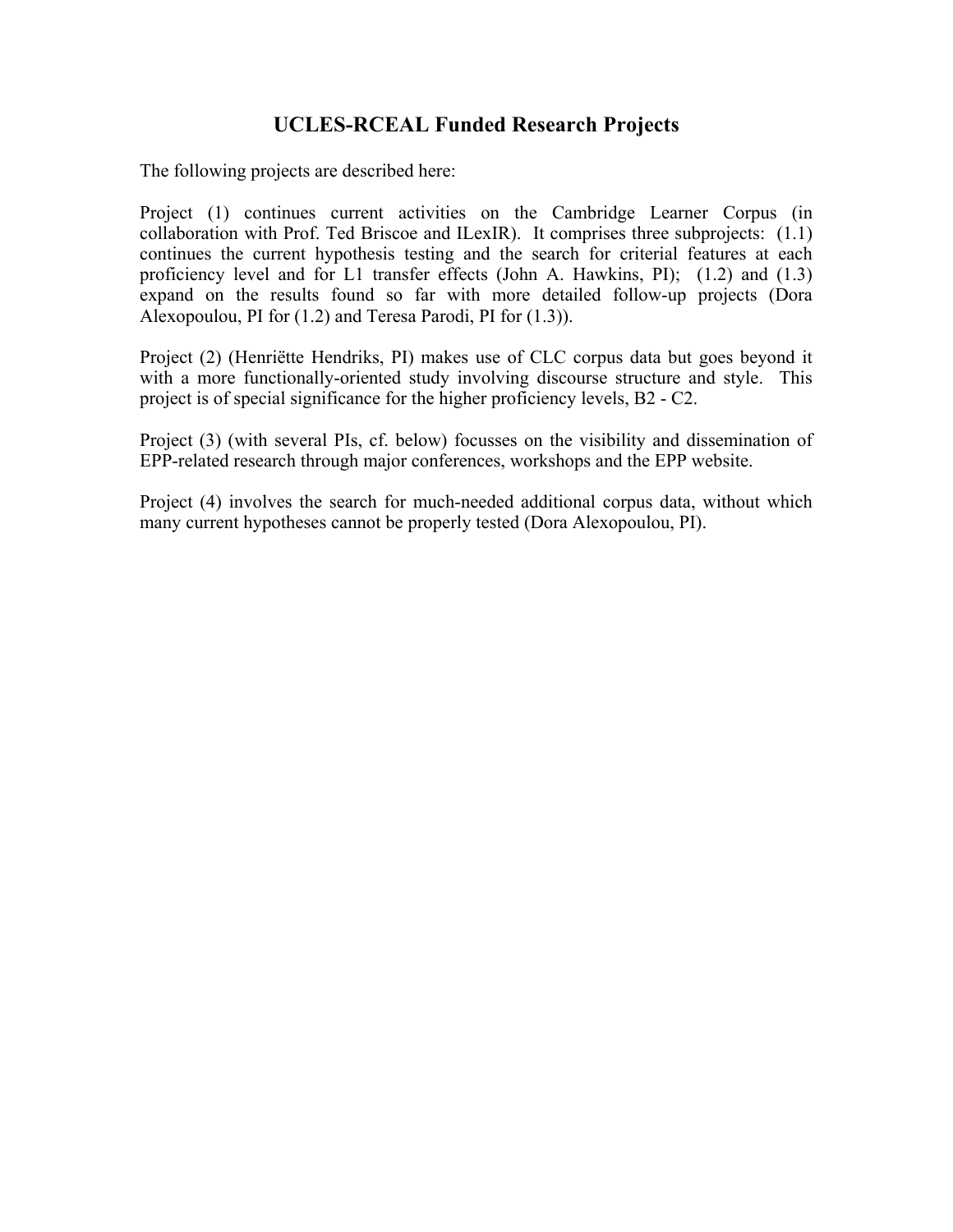# UCLES-RCEAL Funded Research Projects

The following projects are described here:

Project (1) continues current activities on the Cambridge Learner Corpus (in collaboration with Prof. Ted Briscoe and ILexIR). It comprises three subprojects: (1.1) continues the current hypothesis testing and the search for criterial features at each proficiency level and for L1 transfer effects (John A. Hawkins, PI); (1.2) and (1.3) expand on the results found so far with more detailed follow-up projects (Dora Alexopoulou, PI for (1.2) and Teresa Parodi, PI for (1.3)).

Project (2) (Henriëtte Hendriks, PI) makes use of CLC corpus data but goes beyond it with a more functionally-oriented study involving discourse structure and style. This project is of special significance for the higher proficiency levels, B2 - C2.

Project (3) (with several PIs, cf. below) focusses on the visibility and dissemination of EPP-related research through major conferences, workshops and the EPP website.

Project (4) involves the search for much-needed additional corpus data, without which many current hypotheses cannot be properly tested (Dora Alexopoulou, PI).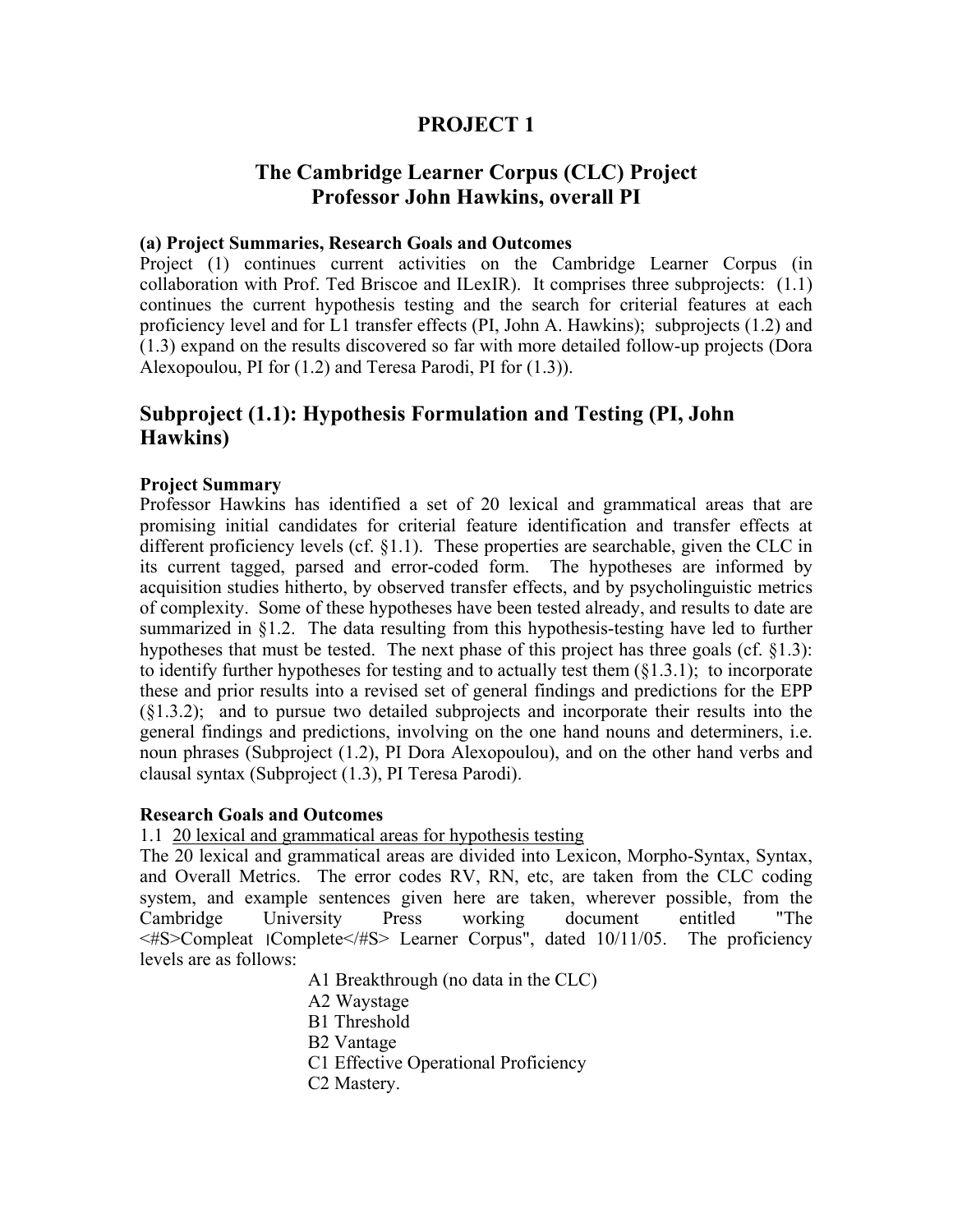# PROJECT 1

## The Cambridge Learner Corpus (CLC) Project
## Professor John Hawkins, overall PI

**(a) Project Summaries, Research Goals and Outcomes**

Project (1) continues current activities on the Cambridge Learner Corpus (in collaboration with Prof. Ted Briscoe and ILexIR). It comprises three subprojects: (1.1) continues the current hypothesis testing and the search for criterial features at each proficiency level and for L1 transfer effects (PI, John A. Hawkins); subprojects (1.2) and (1.3) expand on the results discovered so far with more detailed follow-up projects (Dora Alexopoulou, PI for (1.2) and Teresa Parodi, PI for (1.3)).

## Subproject (1.1): Hypothesis Formulation and Testing (PI, John Hawkins)

**Project Summary**

Professor Hawkins has identified a set of 20 lexical and grammatical areas that are promising initial candidates for criterial feature identification and transfer effects at different proficiency levels (cf. §1.1). These properties are searchable, given the CLC in its current tagged, parsed and error-coded form. The hypotheses are informed by acquisition studies hitherto, by observed transfer effects, and by psycholinguistic metrics of complexity. Some of these hypotheses have been tested already, and results to date are summarized in §1.2. The data resulting from this hypothesis-testing have led to further hypotheses that must be tested. The next phase of this project has three goals (cf. §1.3): to identify further hypotheses for testing and to actually test them (§1.3.1); to incorporate these and prior results into a revised set of general findings and predictions for the EPP (§1.3.2); and to pursue two detailed subprojects and incorporate their results into the general findings and predictions, involving on the one hand nouns and determiners, i.e. noun phrases (Subproject (1.2), PI Dora Alexopoulou), and on the other hand verbs and clausal syntax (Subproject (1.3), PI Teresa Parodi).

**Research Goals and Outcomes**

1.1 <u>20 lexical and grammatical areas for hypothesis testing</u>

The 20 lexical and grammatical areas are divided into Lexicon, Morpho-Syntax, Syntax, and Overall Metrics. The error codes RV, RN, etc, are taken from the CLC coding system, and example sentences given here are taken, wherever possible, from the Cambridge University Press working document entitled "The <#S>Compleat |Complete</#S> Learner Corpus", dated 10/11/05. The proficiency levels are as follows:

A1 Breakthrough (no data in the CLC)
A2 Waystage
B1 Threshold
B2 Vantage
C1 Effective Operational Proficiency
C2 Mastery.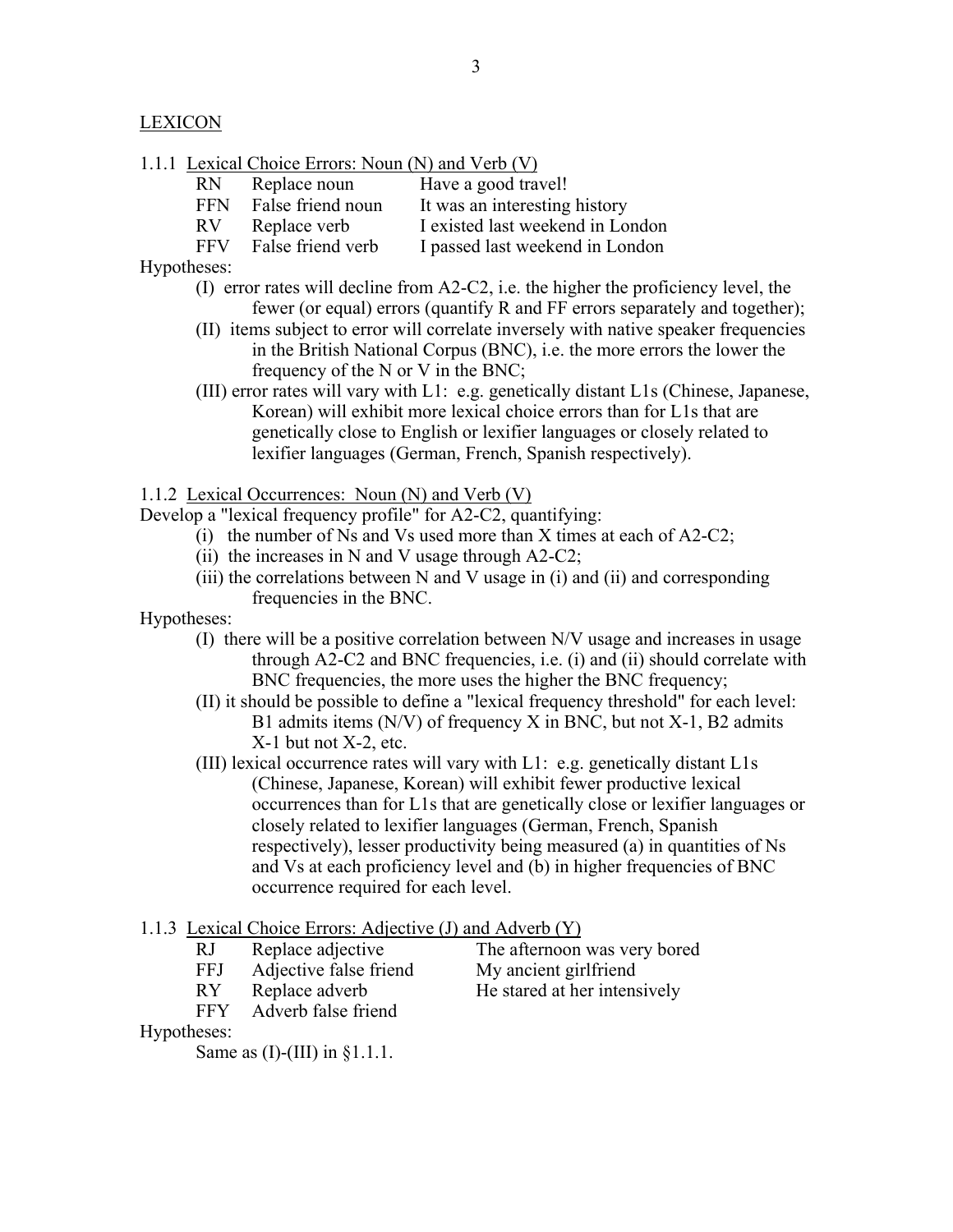## LEXICON

### 1.1.1 Lexical Choice Errors: Noun (N) and Verb (V)

| | | |
|---|---|---|
| RN | Replace noun | Have a good travel! |
| FFN | False friend noun | It was an interesting history |
| RV | Replace verb | I existed last weekend in London |
| FFV | False friend verb | I passed last weekend in London |

Hypotheses:

(I) error rates will decline from A2-C2, i.e. the higher the proficiency level, the fewer (or equal) errors (quantify R and FF errors separately and together);

(II) items subject to error will correlate inversely with native speaker frequencies in the British National Corpus (BNC), i.e. the more errors the lower the frequency of the N or V in the BNC;

(III) error rates will vary with L1: e.g. genetically distant L1s (Chinese, Japanese, Korean) will exhibit more lexical choice errors than for L1s that are genetically close to English or lexifier languages or closely related to lexifier languages (German, French, Spanish respectively).

### 1.1.2 Lexical Occurrences: Noun (N) and Verb (V)

Develop a "lexical frequency profile" for A2-C2, quantifying:

(i) the number of Ns and Vs used more than X times at each of A2-C2;

(ii) the increases in N and V usage through A2-C2;

(iii) the correlations between N and V usage in (i) and (ii) and corresponding frequencies in the BNC.

Hypotheses:

(I) there will be a positive correlation between N/V usage and increases in usage through A2-C2 and BNC frequencies, i.e. (i) and (ii) should correlate with BNC frequencies, the more uses the higher the BNC frequency;

(II) it should be possible to define a "lexical frequency threshold" for each level: B1 admits items (N/V) of frequency X in BNC, but not X-1, B2 admits X-1 but not X-2, etc.

(III) lexical occurrence rates will vary with L1: e.g. genetically distant L1s (Chinese, Japanese, Korean) will exhibit fewer productive lexical occurrences than for L1s that are genetically close or lexifier languages or closely related to lexifier languages (German, French, Spanish respectively), lesser productivity being measured (a) in quantities of Ns and Vs at each proficiency level and (b) in higher frequencies of BNC occurrence required for each level.

### 1.1.3 Lexical Choice Errors: Adjective (J) and Adverb (Y)

| | | |
|---|---|---|
| RJ | Replace adjective | The afternoon was very bored |
| FFJ | Adjective false friend | My ancient girlfriend |
| RY | Replace adverb | He stared at her intensively |
| FFY | Adverb false friend | |

Hypotheses:

Same as (I)-(III) in §1.1.1.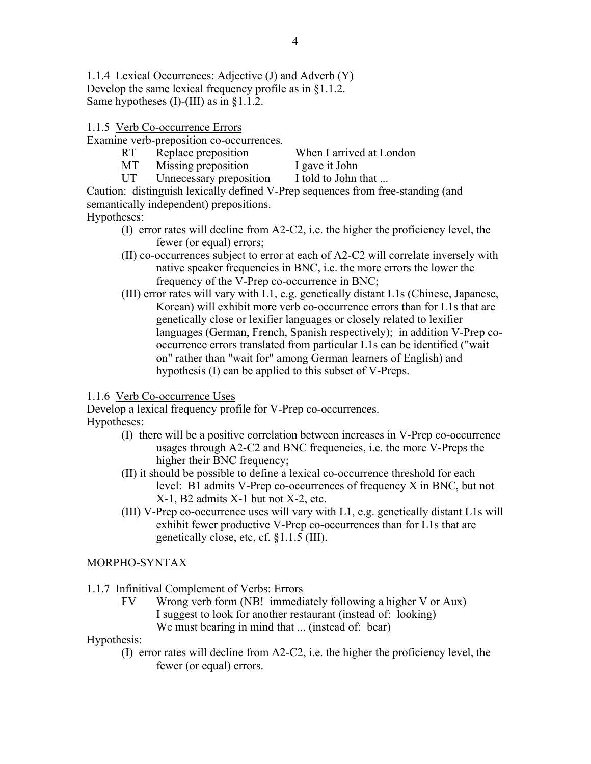### 1.1.4 Lexical Occurrences: Adjective (J) and Adverb (Y)

Develop the same lexical frequency profile as in §1.1.2.
Same hypotheses (I)-(III) as in §1.1.2.

### 1.1.5 Verb Co-occurrence Errors

Examine verb-preposition co-occurrences.

| | | |
|---|---|---|
| RT | Replace preposition | When I arrived at London |
| MT | Missing preposition | I gave it John |
| UT | Unnecessary preposition | I told to John that ... |

Caution: distinguish lexically defined V-Prep sequences from free-standing (and semantically independent) prepositions.

Hypotheses:

- (I) error rates will decline from A2-C2, i.e. the higher the proficiency level, the fewer (or equal) errors;
- (II) co-occurrences subject to error at each of A2-C2 will correlate inversely with native speaker frequencies in BNC, i.e. the more errors the lower the frequency of the V-Prep co-occurrence in BNC;
- (III) error rates will vary with L1, e.g. genetically distant L1s (Chinese, Japanese, Korean) will exhibit more verb co-occurrence errors than for L1s that are genetically close or lexifier languages or closely related to lexifier languages (German, French, Spanish respectively); in addition V-Prep co-occurrence errors translated from particular L1s can be identified ("wait on" rather than "wait for" among German learners of English) and hypothesis (I) can be applied to this subset of V-Preps.

### 1.1.6 Verb Co-occurrence Uses

Develop a lexical frequency profile for V-Prep co-occurrences.

Hypotheses:

- (I) there will be a positive correlation between increases in V-Prep co-occurrence usages through A2-C2 and BNC frequencies, i.e. the more V-Preps the higher their BNC frequency;
- (II) it should be possible to define a lexical co-occurrence threshold for each level: B1 admits V-Prep co-occurrences of frequency X in BNC, but not X-1, B2 admits X-1 but not X-2, etc.
- (III) V-Prep co-occurrence uses will vary with L1, e.g. genetically distant L1s will exhibit fewer productive V-Prep co-occurrences than for L1s that are genetically close, etc, cf. §1.1.5 (III).

## MORPHO-SYNTAX

### 1.1.7 Infinitival Complement of Verbs: Errors

FV Wrong verb form (NB! immediately following a higher V or Aux)
I suggest to look for another restaurant (instead of: looking)
We must bearing in mind that ... (instead of: bear)

Hypothesis:

- (I) error rates will decline from A2-C2, i.e. the higher the proficiency level, the fewer (or equal) errors.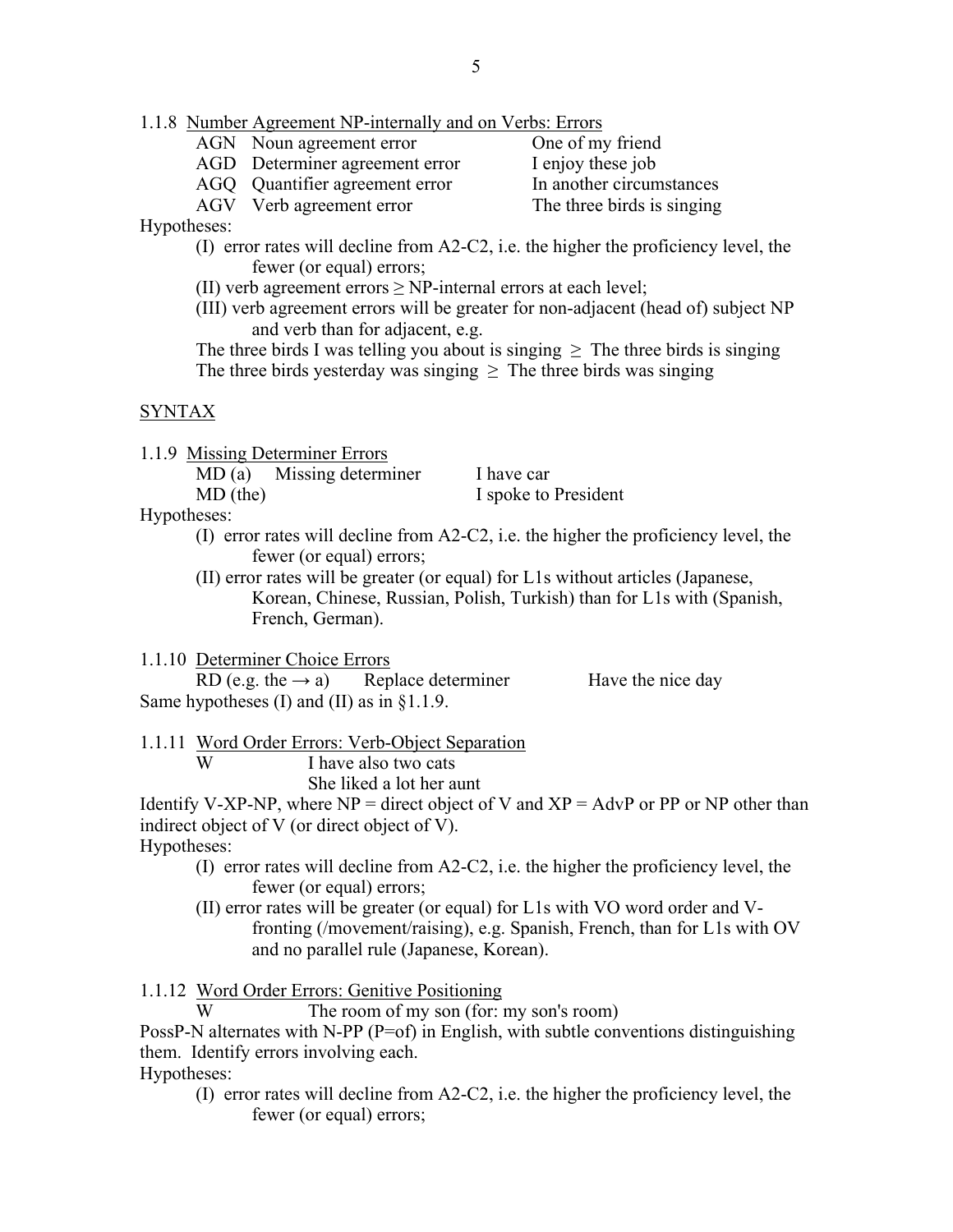1.1.8 Number Agreement NP-internally and on Verbs: Errors

| | | |
|---|---|---|
| AGN | Noun agreement error | One of my friend |
| AGD | Determiner agreement error | I enjoy these job |
| AGQ | Quantifier agreement error | In another circumstances |
| AGV | Verb agreement error | The three birds is singing |

Hypotheses:

(I) error rates will decline from A2-C2, i.e. the higher the proficiency level, the fewer (or equal) errors;

(II) verb agreement errors ≥ NP-internal errors at each level;

(III) verb agreement errors will be greater for non-adjacent (head of) subject NP and verb than for adjacent, e.g.

The three birds I was telling you about is singing ≥ The three birds is singing
The three birds yesterday was singing ≥ The three birds was singing

SYNTAX

1.1.9 Missing Determiner Errors

| | | |
|---|---|---|
| MD (a) | Missing determiner | I have car |
| MD (the) | | I spoke to President |

Hypotheses:

(I) error rates will decline from A2-C2, i.e. the higher the proficiency level, the fewer (or equal) errors;

(II) error rates will be greater (or equal) for L1s without articles (Japanese, Korean, Chinese, Russian, Polish, Turkish) than for L1s with (Spanish, French, German).

1.1.10 Determiner Choice Errors

RD (e.g. the → a) Replace determiner Have the nice day

Same hypotheses (I) and (II) as in §1.1.9.

1.1.11 Word Order Errors: Verb-Object Separation

W I have also two cats
She liked a lot her aunt

Identify V-XP-NP, where NP = direct object of V and XP = AdvP or PP or NP other than indirect object of V (or direct object of V).

Hypotheses:

(I) error rates will decline from A2-C2, i.e. the higher the proficiency level, the fewer (or equal) errors;

(II) error rates will be greater (or equal) for L1s with VO word order and V-fronting (/movement/raising), e.g. Spanish, French, than for L1s with OV and no parallel rule (Japanese, Korean).

1.1.12 Word Order Errors: Genitive Positioning

W The room of my son (for: my son's room)

PossP-N alternates with N-PP (P=of) in English, with subtle conventions distinguishing them. Identify errors involving each.

Hypotheses:

(I) error rates will decline from A2-C2, i.e. the higher the proficiency level, the fewer (or equal) errors;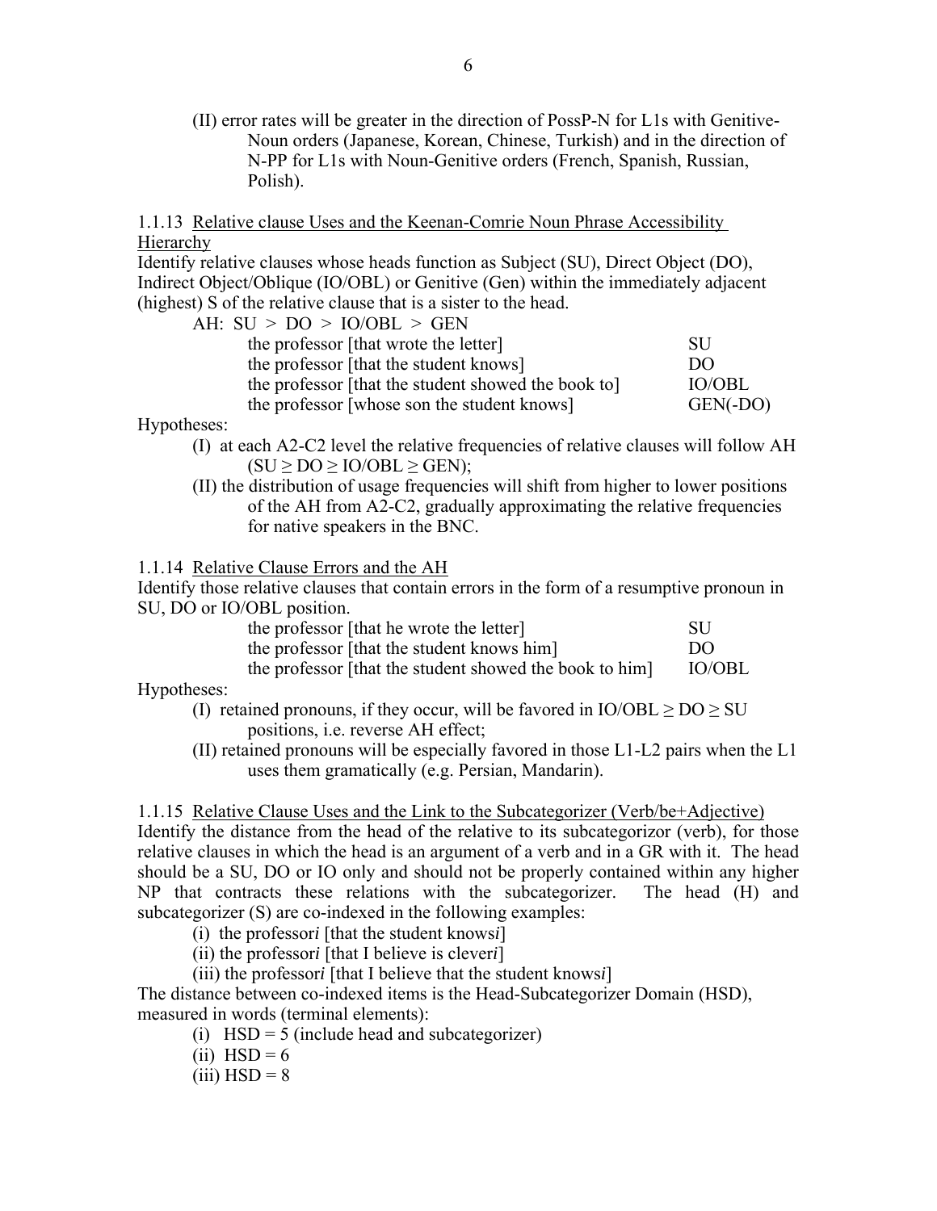(II) error rates will be greater in the direction of PossP-N for L1s with Genitive-Noun orders (Japanese, Korean, Chinese, Turkish) and in the direction of N-PP for L1s with Noun-Genitive orders (French, Spanish, Russian, Polish).

1.1.13 <u>Relative clause Uses and the Keenan-Comrie Noun Phrase Accessibility Hierarchy</u>

Identify relative clauses whose heads function as Subject (SU), Direct Object (DO), Indirect Object/Oblique (IO/OBL) or Genitive (Gen) within the immediately adjacent (highest) S of the relative clause that is a sister to the head.

AH: SU > DO > IO/OBL > GEN

| | |
|---|---|
| the professor [that wrote the letter] | SU |
| the professor [that the student knows] | DO |
| the professor [that the student showed the book to] | IO/OBL |
| the professor [whose son the student knows] | GEN(-DO) |

Hypotheses:

(I) at each A2-C2 level the relative frequencies of relative clauses will follow AH (SU ≥ DO ≥ IO/OBL ≥ GEN);

(II) the distribution of usage frequencies will shift from higher to lower positions of the AH from A2-C2, gradually approximating the relative frequencies for native speakers in the BNC.

1.1.14 <u>Relative Clause Errors and the AH</u>

Identify those relative clauses that contain errors in the form of a resumptive pronoun in SU, DO or IO/OBL position.

| | |
|---|---|
| the professor [that he wrote the letter] | SU |
| the professor [that the student knows him] | DO |
| the professor [that the student showed the book to him] | IO/OBL |

Hypotheses:

(I) retained pronouns, if they occur, will be favored in IO/OBL ≥ DO ≥ SU positions, i.e. reverse AH effect;

(II) retained pronouns will be especially favored in those L1-L2 pairs when the L1 uses them gramatically (e.g. Persian, Mandarin).

1.1.15 <u>Relative Clause Uses and the Link to the Subcategorizer (Verb/be+Adjective)</u>

Identify the distance from the head of the relative to its subcategorizor (verb), for those relative clauses in which the head is an argument of a verb and in a GR with it. The head should be a SU, DO or IO only and should not be properly contained within any higher NP that contracts these relations with the subcategorizer. The head (H) and subcategorizer (S) are co-indexed in the following examples:

(i) the professor*i* [that the student knows*i*]

(ii) the professor*i* [that I believe is clever*i*]

(iii) the professor*i* [that I believe that the student knows*i*]

The distance between co-indexed items is the Head-Subcategorizer Domain (HSD), measured in words (terminal elements):

(i) HSD = 5 (include head and subcategorizer)

(ii) HSD = 6

(iii) HSD = 8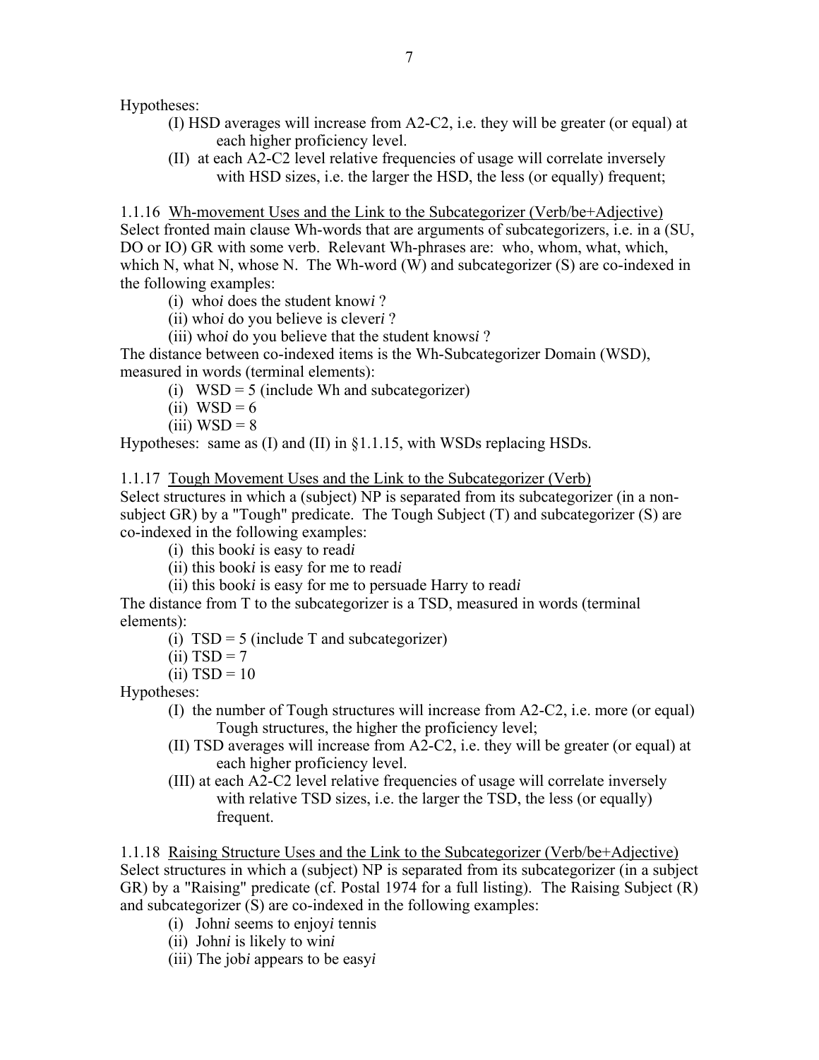Hypotheses:

(I) HSD averages will increase from A2-C2, i.e. they will be greater (or equal) at each higher proficiency level.

(II) at each A2-C2 level relative frequencies of usage will correlate inversely with HSD sizes, i.e. the larger the HSD, the less (or equally) frequent;

1.1.16 <u>Wh-movement Uses and the Link to the Subcategorizer (Verb/be+Adjective)</u>
Select fronted main clause Wh-words that are arguments of subcategorizers, i.e. in a (SU, DO or IO) GR with some verb. Relevant Wh-phrases are: who, whom, what, which, which N, what N, whose N. The Wh-word (W) and subcategorizer (S) are co-indexed in the following examples:

(i) who*i* does the student know*i* ?
(ii) who*i* do you believe is clever*i* ?
(iii) who*i* do you believe that the student knows*i* ?

The distance between co-indexed items is the Wh-Subcategorizer Domain (WSD), measured in words (terminal elements):

(i) WSD = 5 (include Wh and subcategorizer)
(ii) WSD = 6
(iii) WSD = 8

Hypotheses: same as (I) and (II) in §1.1.15, with WSDs replacing HSDs.

1.1.17 <u>Tough Movement Uses and the Link to the Subcategorizer (Verb)</u>
Select structures in which a (subject) NP is separated from its subcategorizer (in a non-subject GR) by a "Tough" predicate. The Tough Subject (T) and subcategorizer (S) are co-indexed in the following examples:

(i) this book*i* is easy to read*i*
(ii) this book*i* is easy for me to read*i*
(ii) this book*i* is easy for me to persuade Harry to read*i*

The distance from T to the subcategorizer is a TSD, measured in words (terminal elements):

(i) TSD = 5 (include T and subcategorizer)
(ii) TSD = 7
(ii) TSD = 10

Hypotheses:

(I) the number of Tough structures will increase from A2-C2, i.e. more (or equal) Tough structures, the higher the proficiency level;

(II) TSD averages will increase from A2-C2, i.e. they will be greater (or equal) at each higher proficiency level.

(III) at each A2-C2 level relative frequencies of usage will correlate inversely with relative TSD sizes, i.e. the larger the TSD, the less (or equally) frequent.

1.1.18 <u>Raising Structure Uses and the Link to the Subcategorizer (Verb/be+Adjective)</u>
Select structures in which a (subject) NP is separated from its subcategorizer (in a subject GR) by a "Raising" predicate (cf. Postal 1974 for a full listing). The Raising Subject (R) and subcategorizer (S) are co-indexed in the following examples:

(i) John*i* seems to enjoy*i* tennis
(ii) John*i* is likely to win*i*
(iii) The job*i* appears to be easy*i*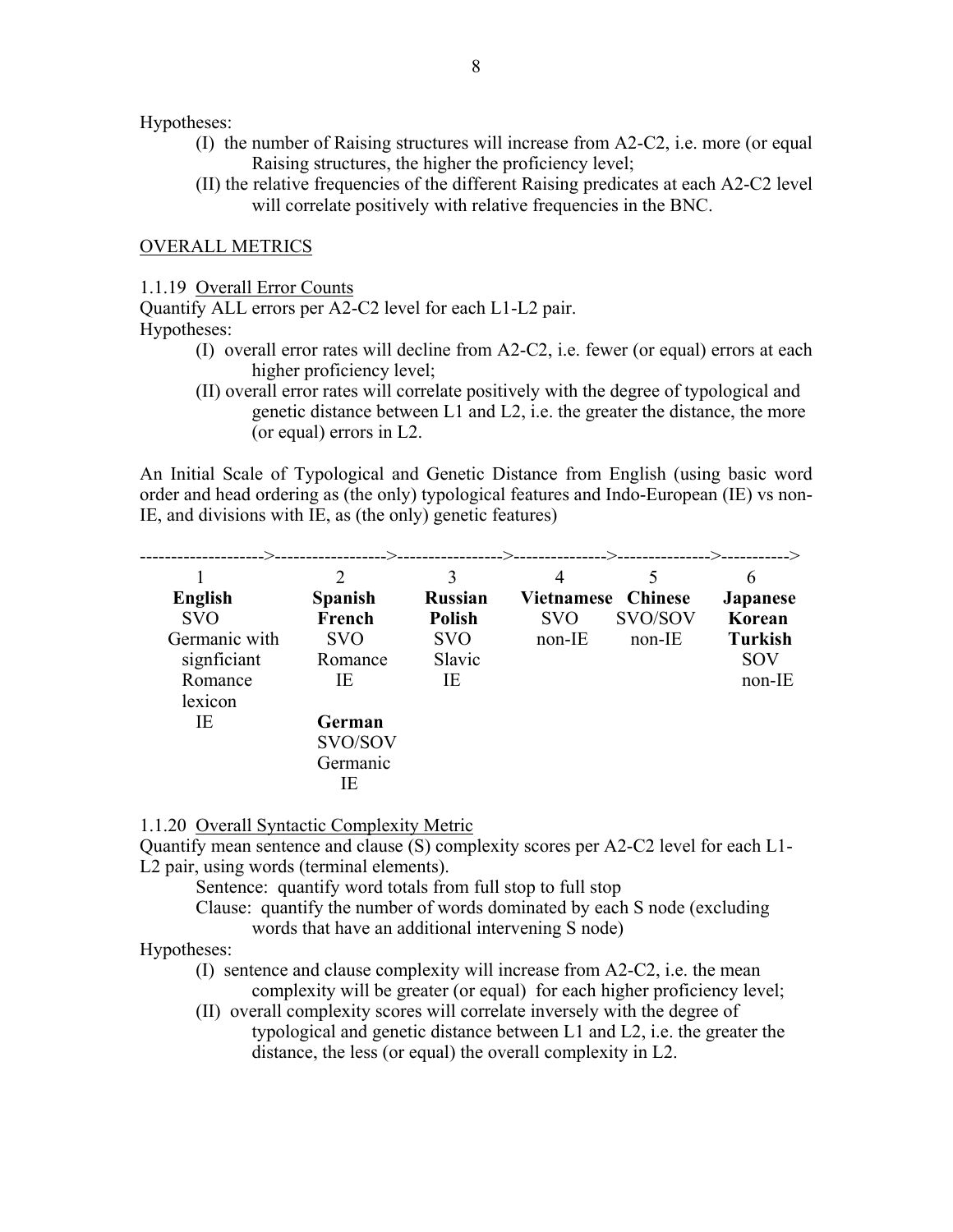Hypotheses:

- (I) the number of Raising structures will increase from A2-C2, i.e. more (or equal Raising structures, the higher the proficiency level;
- (II) the relative frequencies of the different Raising predicates at each A2-C2 level will correlate positively with relative frequencies in the BNC.

OVERALL METRICS

1.1.19 Overall Error Counts

Quantify ALL errors per A2-C2 level for each L1-L2 pair.

Hypotheses:

- (I) overall error rates will decline from A2-C2, i.e. fewer (or equal) errors at each higher proficiency level;
- (II) overall error rates will correlate positively with the degree of typological and genetic distance between L1 and L2, i.e. the greater the distance, the more (or equal) errors in L2.

An Initial Scale of Typological and Genetic Distance from English (using basic word order and head ordering as (the only) typological features and Indo-European (IE) vs non-IE, and divisions with IE, as (the only) genetic features)

-------------------->------------------>------------------>---------------->---------------->------------>

| 1 | 2 | 3 | 4 | 5 | 6 |
|---|---|---|---|---|---|
| **English**<br>SVO<br>Germanic with signficiant Romance lexicon<br>IE | **Spanish**<br>**French**<br>SVO<br>Romance<br>IE<br><br>**German**<br>SVO/SOV<br>Germanic<br>IE | **Russian**<br>**Polish**<br>SVO<br>Slavic<br>IE | **Vietnamese**<br>SVO<br>non-IE | **Chinese**<br>SVO/SOV<br>non-IE | **Japanese**<br>**Korean**<br>**Turkish**<br>SOV<br>non-IE |

1.1.20 Overall Syntactic Complexity Metric

Quantify mean sentence and clause (S) complexity scores per A2-C2 level for each L1-L2 pair, using words (terminal elements).

Sentence: quantify word totals from full stop to full stop

Clause: quantify the number of words dominated by each S node (excluding words that have an additional intervening S node)

Hypotheses:

- (I) sentence and clause complexity will increase from A2-C2, i.e. the mean complexity will be greater (or equal) for each higher proficiency level;
- (II) overall complexity scores will correlate inversely with the degree of typological and genetic distance between L1 and L2, i.e. the greater the distance, the less (or equal) the overall complexity in L2.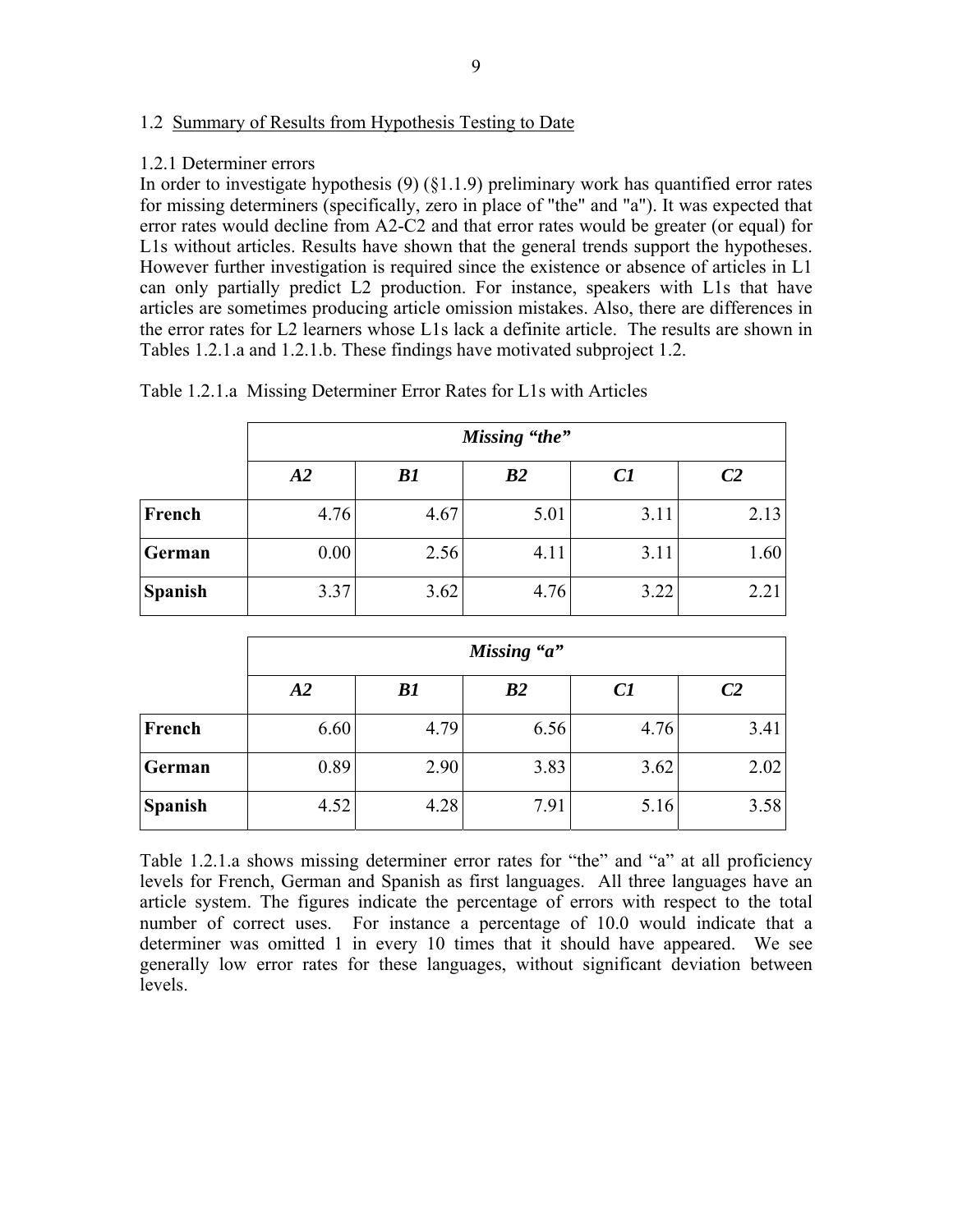## 1.2 Summary of Results from Hypothesis Testing to Date

### 1.2.1 Determiner errors

In order to investigate hypothesis (9) (§1.1.9) preliminary work has quantified error rates for missing determiners (specifically, zero in place of "the" and "a"). It was expected that error rates would decline from A2-C2 and that error rates would be greater (or equal) for L1s without articles. Results have shown that the general trends support the hypotheses. However further investigation is required since the existence or absence of articles in L1 can only partially predict L2 production. For instance, speakers with L1s that have articles are sometimes producing article omission mistakes. Also, there are differences in the error rates for L2 learners whose L1s lack a definite article. The results are shown in Tables 1.2.1.a and 1.2.1.b. These findings have motivated subproject 1.2.

Table 1.2.1.a Missing Determiner Error Rates for L1s with Articles

| | ***Missing "the"*** | | | | |
|---|---|---|---|---|---|
| | ***A2*** | ***B1*** | ***B2*** | ***C1*** | ***C2*** |
| **French** | 4.76 | 4.67 | 5.01 | 3.11 | 2.13 |
| **German** | 0.00 | 2.56 | 4.11 | 3.11 | 1.60 |
| **Spanish** | 3.37 | 3.62 | 4.76 | 3.22 | 2.21 |

| | ***Missing "a"*** | | | | |
|---|---|---|---|---|---|
| | ***A2*** | ***B1*** | ***B2*** | ***C1*** | ***C2*** |
| **French** | 6.60 | 4.79 | 6.56 | 4.76 | 3.41 |
| **German** | 0.89 | 2.90 | 3.83 | 3.62 | 2.02 |
| **Spanish** | 4.52 | 4.28 | 7.91 | 5.16 | 3.58 |

Table 1.2.1.a shows missing determiner error rates for "the" and "a" at all proficiency levels for French, German and Spanish as first languages. All three languages have an article system. The figures indicate the percentage of errors with respect to the total number of correct uses. For instance a percentage of 10.0 would indicate that a determiner was omitted 1 in every 10 times that it should have appeared. We see generally low error rates for these languages, without significant deviation between levels.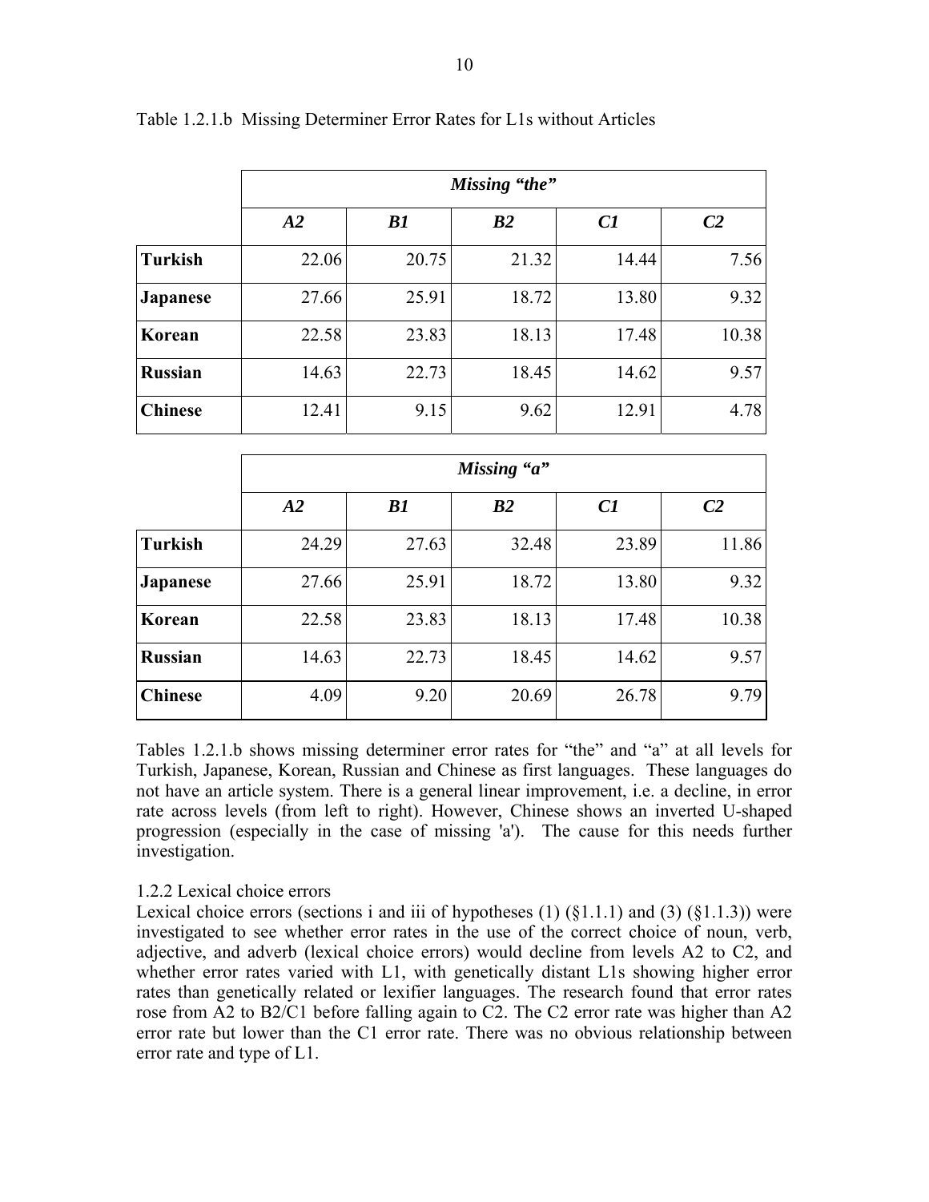Table 1.2.1.b  Missing Determiner Error Rates for L1s without Articles

| | ***Missing "the"*** | | | | |
|---|---|---|---|---|---|
| | ***A2*** | ***B1*** | ***B2*** | ***C1*** | ***C2*** |
| **Turkish** | 22.06 | 20.75 | 21.32 | 14.44 | 7.56 |
| **Japanese** | 27.66 | 25.91 | 18.72 | 13.80 | 9.32 |
| **Korean** | 22.58 | 23.83 | 18.13 | 17.48 | 10.38 |
| **Russian** | 14.63 | 22.73 | 18.45 | 14.62 | 9.57 |
| **Chinese** | 12.41 | 9.15 | 9.62 | 12.91 | 4.78 |

| | ***Missing "a"*** | | | | |
|---|---|---|---|---|---|
| | ***A2*** | ***B1*** | ***B2*** | ***C1*** | ***C2*** |
| **Turkish** | 24.29 | 27.63 | 32.48 | 23.89 | 11.86 |
| **Japanese** | 27.66 | 25.91 | 18.72 | 13.80 | 9.32 |
| **Korean** | 22.58 | 23.83 | 18.13 | 17.48 | 10.38 |
| **Russian** | 14.63 | 22.73 | 18.45 | 14.62 | 9.57 |
| **Chinese** | 4.09 | 9.20 | 20.69 | 26.78 | 9.79 |

Tables 1.2.1.b shows missing determiner error rates for "the" and "a" at all levels for Turkish, Japanese, Korean, Russian and Chinese as first languages. These languages do not have an article system. There is a general linear improvement, i.e. a decline, in error rate across levels (from left to right). However, Chinese shows an inverted U-shaped progression (especially in the case of missing 'a'). The cause for this needs further investigation.

1.2.2 Lexical choice errors

Lexical choice errors (sections i and iii of hypotheses (1) (§1.1.1) and (3) (§1.1.3)) were investigated to see whether error rates in the use of the correct choice of noun, verb, adjective, and adverb (lexical choice errors) would decline from levels A2 to C2, and whether error rates varied with L1, with genetically distant L1s showing higher error rates than genetically related or lexifier languages. The research found that error rates rose from A2 to B2/C1 before falling again to C2. The C2 error rate was higher than A2 error rate but lower than the C1 error rate. There was no obvious relationship between error rate and type of L1.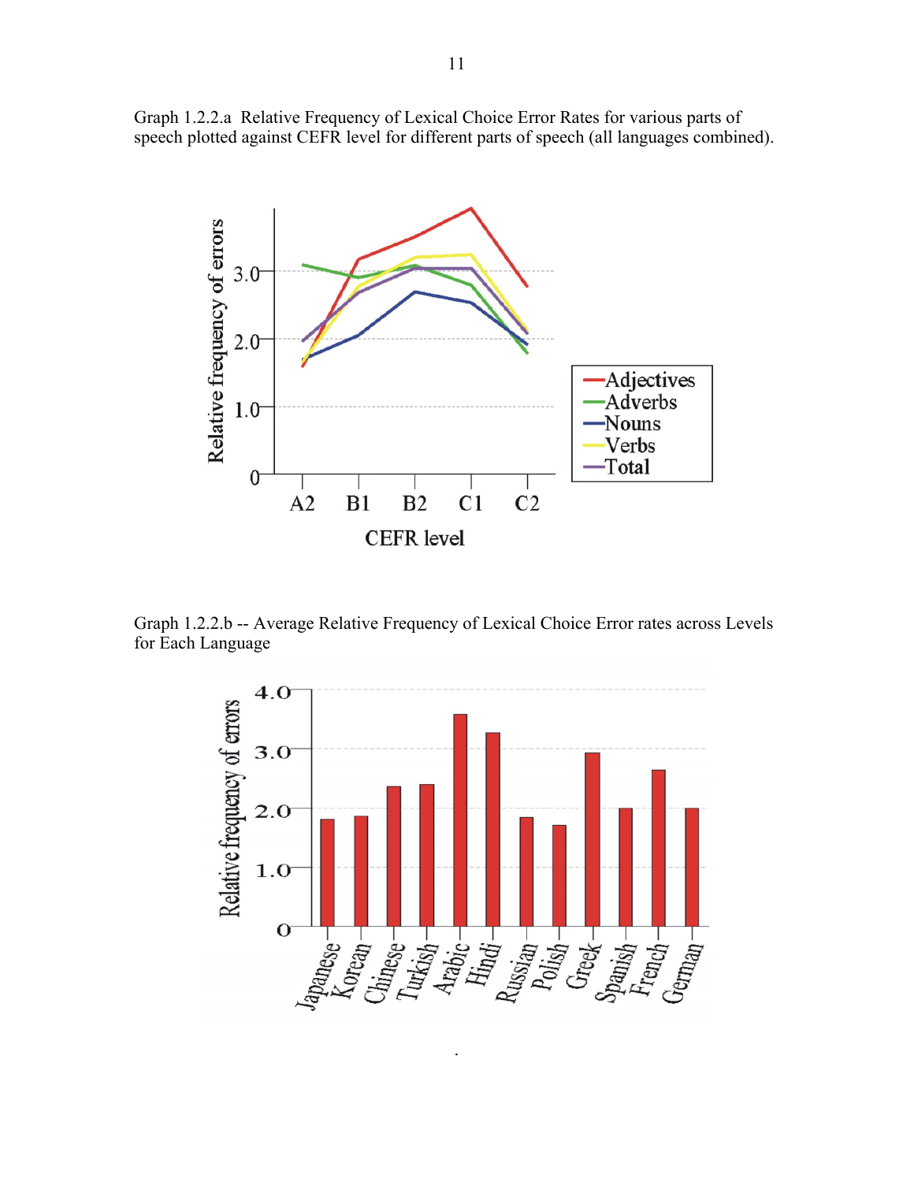Graph 1.2.2.a Relative Frequency of Lexical Choice Error Rates for various parts of speech plotted against CEFR level for different parts of speech (all languages combined).

Graph 1.2.2.b -- Average Relative Frequency of Lexical Choice Error rates across Levels for Each Language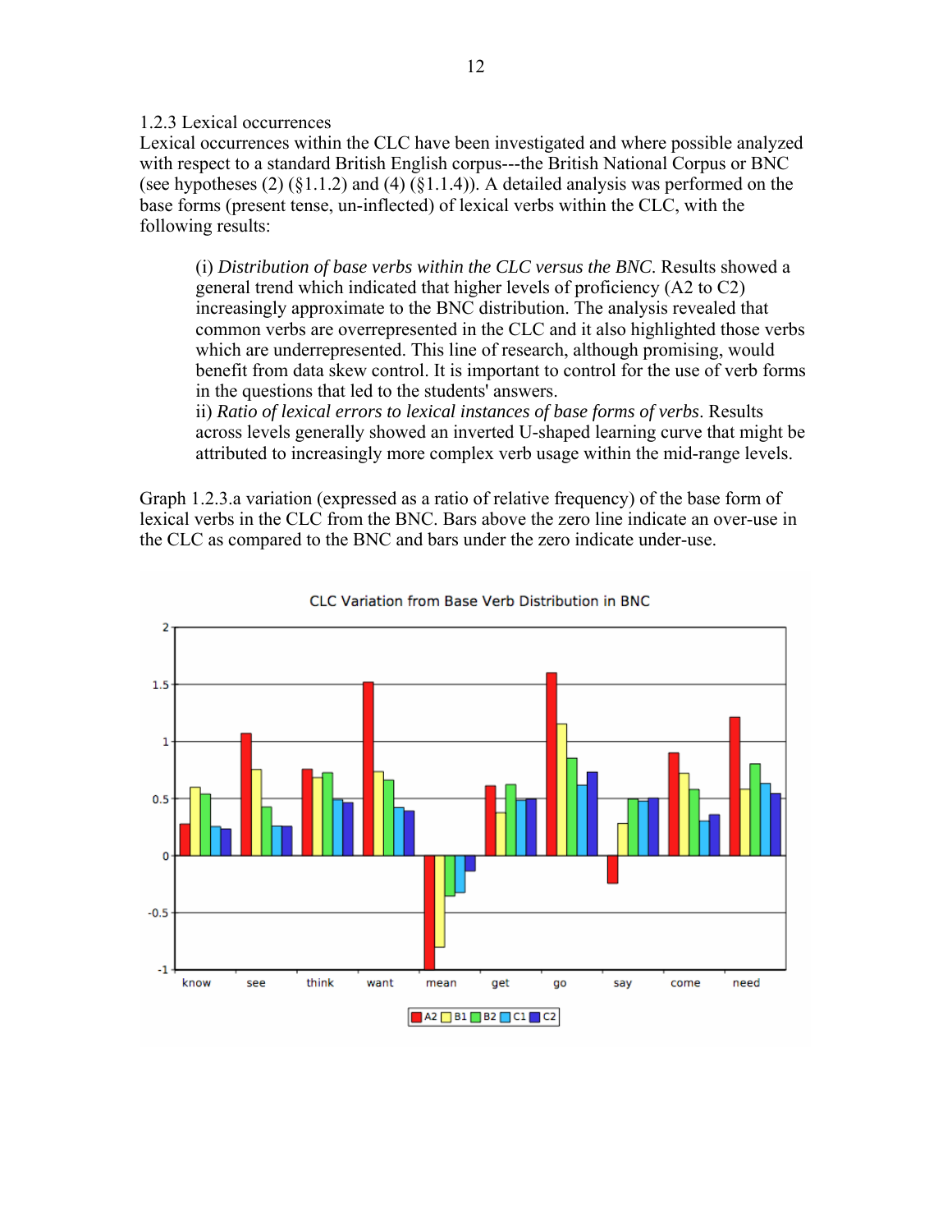1.2.3 Lexical occurrences

Lexical occurrences within the CLC have been investigated and where possible analyzed with respect to a standard British English corpus---the British National Corpus or BNC (see hypotheses (2) (§1.1.2) and (4) (§1.1.4)). A detailed analysis was performed on the base forms (present tense, un-inflected) of lexical verbs within the CLC, with the following results:

> (i) *Distribution of base verbs within the CLC versus the BNC*. Results showed a general trend which indicated that higher levels of proficiency (A2 to C2) increasingly approximate to the BNC distribution. The analysis revealed that common verbs are overrepresented in the CLC and it also highlighted those verbs which are underrepresented. This line of research, although promising, would benefit from data skew control. It is important to control for the use of verb forms in the questions that led to the students' answers.
> ii) *Ratio of lexical errors to lexical instances of base forms of verbs*. Results across levels generally showed an inverted U-shaped learning curve that might be attributed to increasingly more complex verb usage within the mid-range levels.

Graph 1.2.3.a variation (expressed as a ratio of relative frequency) of the base form of lexical verbs in the CLC from the BNC. Bars above the zero line indicate an over-use in the CLC as compared to the BNC and bars under the zero indicate under-use.

CLC Variation from Base Verb Distribution in BNC

| Verb | A2 | B1 | B2 | C1 | C2 |
|---|---|---|---|---|---|
| know | 0.28 | 0.60 | 0.54 | 0.26 | 0.24 |
| see | 1.07 | 0.76 | 0.43 | 0.26 | 0.26 |
| think | 0.76 | 0.69 | 0.73 | 0.49 | 0.47 |
| want | 1.52 | 0.74 | 0.66 | 0.42 | 0.39 |
| mean | -1.0 | -0.80 | -0.35 | -0.32 | -0.13 |
| get | 0.61 | 0.38 | 0.62 | 0.49 | 0.50 |
| go | 1.60 | 1.16 | 0.85 | 0.62 | 0.73 |
| say | -0.24 | 0.28 | 0.50 | 0.48 | 0.50 |
| come | 0.90 | 0.72 | 0.58 | 0.30 | 0.36 |
| need | 1.21 | 0.58 | 0.80 | 0.63 | 0.55 |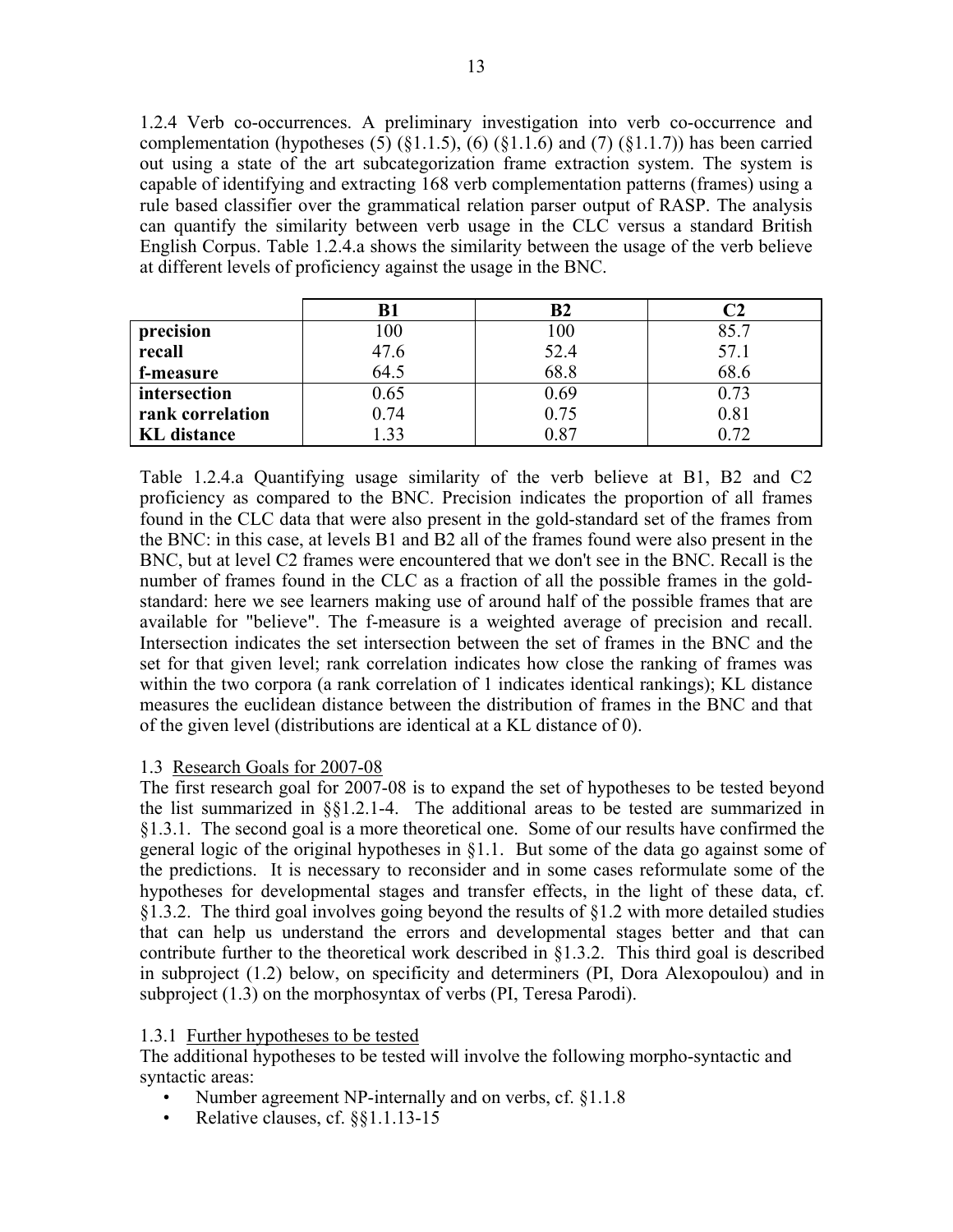1.2.4 Verb co-occurrences. A preliminary investigation into verb co-occurrence and complementation (hypotheses (5) (§1.1.5), (6) (§1.1.6) and (7) (§1.1.7)) has been carried out using a state of the art subcategorization frame extraction system. The system is capable of identifying and extracting 168 verb complementation patterns (frames) using a rule based classifier over the grammatical relation parser output of RASP. The analysis can quantify the similarity between verb usage in the CLC versus a standard British English Corpus. Table 1.2.4.a shows the similarity between the usage of the verb believe at different levels of proficiency against the usage in the BNC.

| | **B1** | **B2** | **C2** |
|---|---|---|---|
| **precision** | 100 | 100 | 85.7 |
| **recall** | 47.6 | 52.4 | 57.1 |
| **f-measure** | 64.5 | 68.8 | 68.6 |
| **intersection** | 0.65 | 0.69 | 0.73 |
| **rank correlation** | 0.74 | 0.75 | 0.81 |
| **KL distance** | 1.33 | 0.87 | 0.72 |

Table 1.2.4.a Quantifying usage similarity of the verb believe at B1, B2 and C2 proficiency as compared to the BNC. Precision indicates the proportion of all frames found in the CLC data that were also present in the gold-standard set of the frames from the BNC: in this case, at levels B1 and B2 all of the frames found were also present in the BNC, but at level C2 frames were encountered that we don't see in the BNC. Recall is the number of frames found in the CLC as a fraction of all the possible frames in the gold-standard: here we see learners making use of around half of the possible frames that are available for "believe". The f-measure is a weighted average of precision and recall. Intersection indicates the set intersection between the set of frames in the BNC and the set for that given level; rank correlation indicates how close the ranking of frames was within the two corpora (a rank correlation of 1 indicates identical rankings); KL distance measures the euclidean distance between the distribution of frames in the BNC and that of the given level (distributions are identical at a KL distance of 0).

## 1.3 Research Goals for 2007-08

The first research goal for 2007-08 is to expand the set of hypotheses to be tested beyond the list summarized in §§1.2.1-4. The additional areas to be tested are summarized in §1.3.1. The second goal is a more theoretical one. Some of our results have confirmed the general logic of the original hypotheses in §1.1. But some of the data go against some of the predictions. It is necessary to reconsider and in some cases reformulate some of the hypotheses for developmental stages and transfer effects, in the light of these data, cf. §1.3.2. The third goal involves going beyond the results of §1.2 with more detailed studies that can help us understand the errors and developmental stages better and that can contribute further to the theoretical work described in §1.3.2. This third goal is described in subproject (1.2) below, on specificity and determiners (PI, Dora Alexopoulou) and in subproject (1.3) on the morphosyntax of verbs (PI, Teresa Parodi).

### 1.3.1 Further hypotheses to be tested

The additional hypotheses to be tested will involve the following morpho-syntactic and syntactic areas:

- Number agreement NP-internally and on verbs, cf. §1.1.8
- Relative clauses, cf. §§1.1.13-15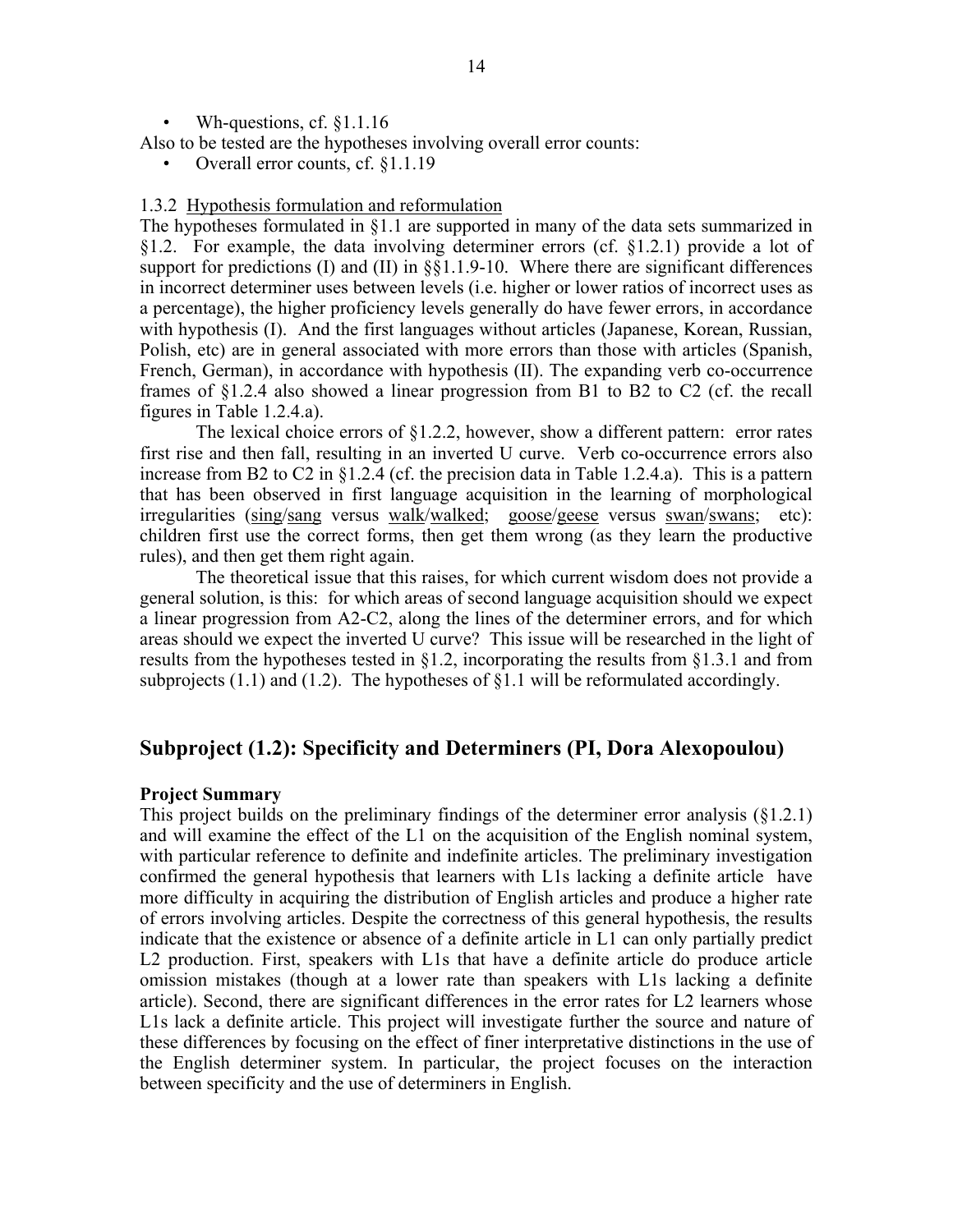- Wh-questions, cf. §1.1.16

Also to be tested are the hypotheses involving overall error counts:

- Overall error counts, cf. §1.1.19

1.3.2 <u>Hypothesis formulation and reformulation</u>

The hypotheses formulated in §1.1 are supported in many of the data sets summarized in §1.2. For example, the data involving determiner errors (cf. §1.2.1) provide a lot of support for predictions (I) and (II) in §§1.1.9-10. Where there are significant differences in incorrect determiner uses between levels (i.e. higher or lower ratios of incorrect uses as a percentage), the higher proficiency levels generally do have fewer errors, in accordance with hypothesis (I). And the first languages without articles (Japanese, Korean, Russian, Polish, etc) are in general associated with more errors than those with articles (Spanish, French, German), in accordance with hypothesis (II). The expanding verb co-occurrence frames of §1.2.4 also showed a linear progression from B1 to B2 to C2 (cf. the recall figures in Table 1.2.4.a).

The lexical choice errors of §1.2.2, however, show a different pattern: error rates first rise and then fall, resulting in an inverted U curve. Verb co-occurrence errors also increase from B2 to C2 in §1.2.4 (cf. the precision data in Table 1.2.4.a). This is a pattern that has been observed in first language acquisition in the learning of morphological irregularities (<u>sing</u>/<u>sang</u> versus <u>walk</u>/<u>walked</u>; <u>goose</u>/<u>geese</u> versus <u>swan</u>/<u>swans</u>; etc): children first use the correct forms, then get them wrong (as they learn the productive rules), and then get them right again.

The theoretical issue that this raises, for which current wisdom does not provide a general solution, is this: for which areas of second language acquisition should we expect a linear progression from A2-C2, along the lines of the determiner errors, and for which areas should we expect the inverted U curve? This issue will be researched in the light of results from the hypotheses tested in §1.2, incorporating the results from §1.3.1 and from subprojects (1.1) and (1.2). The hypotheses of §1.1 will be reformulated accordingly.

## Subproject (1.2): Specificity and Determiners (PI, Dora Alexopoulou)

**Project Summary**

This project builds on the preliminary findings of the determiner error analysis (§1.2.1) and will examine the effect of the L1 on the acquisition of the English nominal system, with particular reference to definite and indefinite articles. The preliminary investigation confirmed the general hypothesis that learners with L1s lacking a definite article have more difficulty in acquiring the distribution of English articles and produce a higher rate of errors involving articles. Despite the correctness of this general hypothesis, the results indicate that the existence or absence of a definite article in L1 can only partially predict L2 production. First, speakers with L1s that have a definite article do produce article omission mistakes (though at a lower rate than speakers with L1s lacking a definite article). Second, there are significant differences in the error rates for L2 learners whose L1s lack a definite article. This project will investigate further the source and nature of these differences by focusing on the effect of finer interpretative distinctions in the use of the English determiner system. In particular, the project focuses on the interaction between specificity and the use of determiners in English.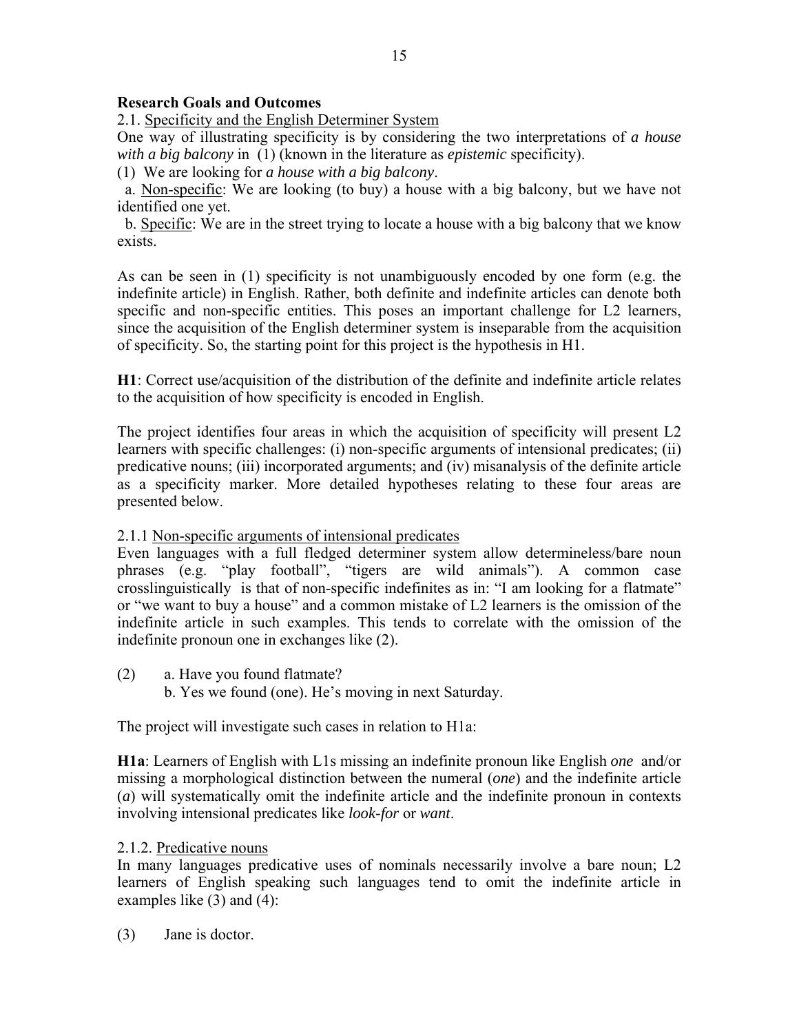**Research Goals and Outcomes**

2.1. Specificity and the English Determiner System

One way of illustrating specificity is by considering the two interpretations of *a house with a big balcony* in (1) (known in the literature as *epistemic* specificity).

(1) We are looking for *a house with a big balcony*.

a. Non-specific: We are looking (to buy) a house with a big balcony, but we have not identified one yet.

b. Specific: We are in the street trying to locate a house with a big balcony that we know exists.

As can be seen in (1) specificity is not unambiguously encoded by one form (e.g. the indefinite article) in English. Rather, both definite and indefinite articles can denote both specific and non-specific entities. This poses an important challenge for L2 learners, since the acquisition of the English determiner system is inseparable from the acquisition of specificity. So, the starting point for this project is the hypothesis in H1.

**H1**: Correct use/acquisition of the distribution of the definite and indefinite article relates to the acquisition of how specificity is encoded in English.

The project identifies four areas in which the acquisition of specificity will present L2 learners with specific challenges: (i) non-specific arguments of intensional predicates; (ii) predicative nouns; (iii) incorporated arguments; and (iv) misanalysis of the definite article as a specificity marker. More detailed hypotheses relating to these four areas are presented below.

2.1.1 Non-specific arguments of intensional predicates

Even languages with a full fledged determiner system allow determineless/bare noun phrases (e.g. "play football", "tigers are wild animals"). A common case crosslinguistically is that of non-specific indefinites as in: "I am looking for a flatmate" or "we want to buy a house" and a common mistake of L2 learners is the omission of the indefinite article in such examples. This tends to correlate with the omission of the indefinite pronoun one in exchanges like (2).

(2) a. Have you found flatmate?
b. Yes we found (one). He's moving in next Saturday.

The project will investigate such cases in relation to H1a:

**H1a**: Learners of English with L1s missing an indefinite pronoun like English *one* and/or missing a morphological distinction between the numeral (*one*) and the indefinite article (*a*) will systematically omit the indefinite article and the indefinite pronoun in contexts involving intensional predicates like *look-for* or *want*.

2.1.2. Predicative nouns

In many languages predicative uses of nominals necessarily involve a bare noun; L2 learners of English speaking such languages tend to omit the indefinite article in examples like (3) and (4):

(3) Jane is doctor.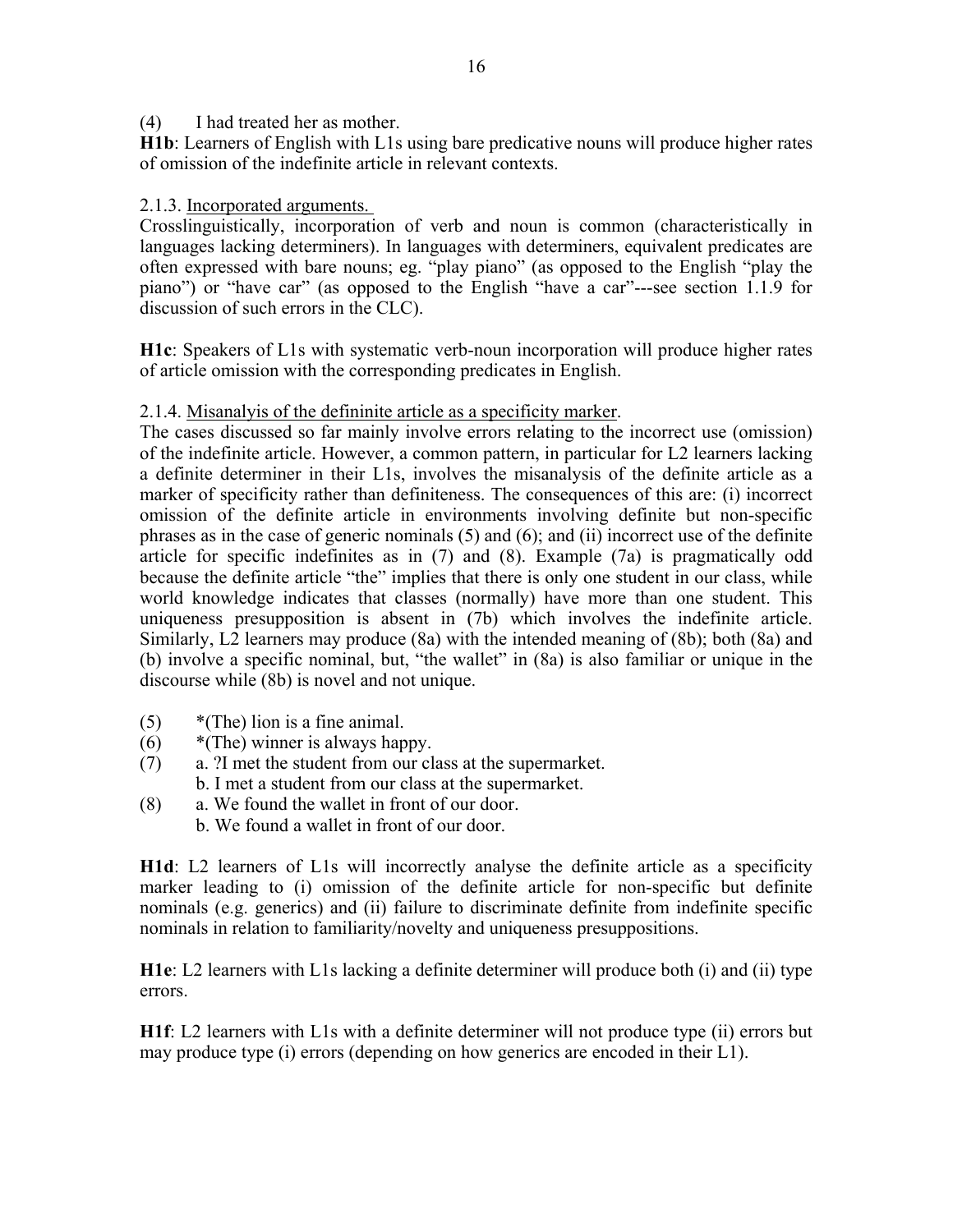(4) I had treated her as mother.

**H1b**: Learners of English with L1s using bare predicative nouns will produce higher rates of omission of the indefinite article in relevant contexts.

2.1.3. Incorporated arguments.

Crosslinguistically, incorporation of verb and noun is common (characteristically in languages lacking determiners). In languages with determiners, equivalent predicates are often expressed with bare nouns; eg. "play piano" (as opposed to the English "play the piano") or "have car" (as opposed to the English "have a car"---see section 1.1.9 for discussion of such errors in the CLC).

**H1c**: Speakers of L1s with systematic verb-noun incorporation will produce higher rates of article omission with the corresponding predicates in English.

2.1.4. Misanalyis of the defininite article as a specificity marker.

The cases discussed so far mainly involve errors relating to the incorrect use (omission) of the indefinite article. However, a common pattern, in particular for L2 learners lacking a definite determiner in their L1s, involves the misanalysis of the definite article as a marker of specificity rather than definiteness. The consequences of this are: (i) incorrect omission of the definite article in environments involving definite but non-specific phrases as in the case of generic nominals (5) and (6); and (ii) incorrect use of the definite article for specific indefinites as in (7) and (8). Example (7a) is pragmatically odd because the definite article "the" implies that there is only one student in our class, while world knowledge indicates that classes (normally) have more than one student. This uniqueness presupposition is absent in (7b) which involves the indefinite article. Similarly, L2 learners may produce (8a) with the intended meaning of (8b); both (8a) and (b) involve a specific nominal, but, "the wallet" in (8a) is also familiar or unique in the discourse while (8b) is novel and not unique.

(5) *(The) lion is a fine animal.

(6) *(The) winner is always happy.

(7) a. ?I met the student from our class at the supermarket.
 b. I met a student from our class at the supermarket.

(8) a. We found the wallet in front of our door.
 b. We found a wallet in front of our door.

**H1d**: L2 learners of L1s will incorrectly analyse the definite article as a specificity marker leading to (i) omission of the definite article for non-specific but definite nominals (e.g. generics) and (ii) failure to discriminate definite from indefinite specific nominals in relation to familiarity/novelty and uniqueness presuppositions.

**H1e**: L2 learners with L1s lacking a definite determiner will produce both (i) and (ii) type errors.

**H1f**: L2 learners with L1s with a definite determiner will not produce type (ii) errors but may produce type (i) errors (depending on how generics are encoded in their L1).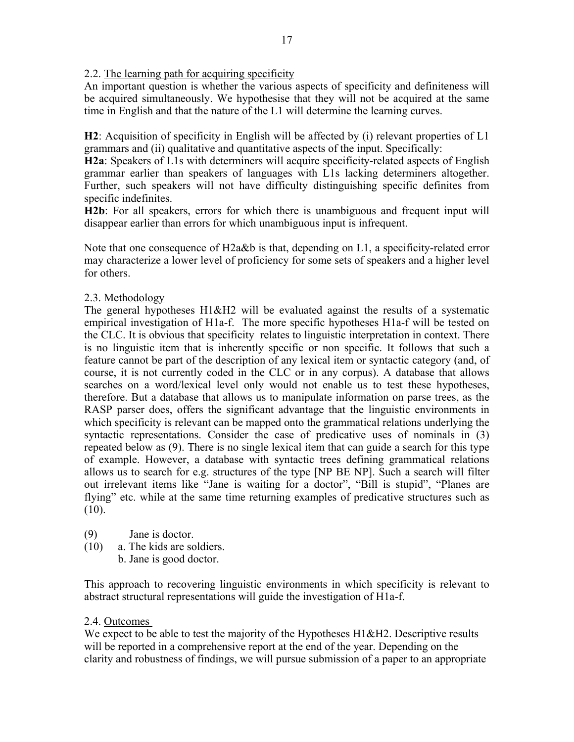## 2.2. The learning path for acquiring specificity

An important question is whether the various aspects of specificity and definiteness will be acquired simultaneously. We hypothesise that they will not be acquired at the same time in English and that the nature of the L1 will determine the learning curves.

**H2**: Acquisition of specificity in English will be affected by (i) relevant properties of L1 grammars and (ii) qualitative and quantitative aspects of the input. Specifically:
**H2a**: Speakers of L1s with determiners will acquire specificity-related aspects of English grammar earlier than speakers of languages with L1s lacking determiners altogether. Further, such speakers will not have difficulty distinguishing specific definites from specific indefinites.
**H2b**: For all speakers, errors for which there is unambiguous and frequent input will disappear earlier than errors for which unambiguous input is infrequent.

Note that one consequence of H2a&b is that, depending on L1, a specificity-related error may characterize a lower level of proficiency for some sets of speakers and a higher level for others.

## 2.3. Methodology

The general hypotheses H1&H2 will be evaluated against the results of a systematic empirical investigation of H1a-f. The more specific hypotheses H1a-f will be tested on the CLC. It is obvious that specificity relates to linguistic interpretation in context. There is no linguistic item that is inherently specific or non specific. It follows that such a feature cannot be part of the description of any lexical item or syntactic category (and, of course, it is not currently coded in the CLC or in any corpus). A database that allows searches on a word/lexical level only would not enable us to test these hypotheses, therefore. But a database that allows us to manipulate information on parse trees, as the RASP parser does, offers the significant advantage that the linguistic environments in which specificity is relevant can be mapped onto the grammatical relations underlying the syntactic representations. Consider the case of predicative uses of nominals in (3) repeated below as (9). There is no single lexical item that can guide a search for this type of example. However, a database with syntactic trees defining grammatical relations allows us to search for e.g. structures of the type [NP BE NP]. Such a search will filter out irrelevant items like "Jane is waiting for a doctor", "Bill is stupid", "Planes are flying" etc. while at the same time returning examples of predicative structures such as (10).

(9) Jane is doctor.
(10) a. The kids are soldiers.
b. Jane is good doctor.

This approach to recovering linguistic environments in which specificity is relevant to abstract structural representations will guide the investigation of H1a-f.

## 2.4. Outcomes

We expect to be able to test the majority of the Hypotheses H1&H2. Descriptive results will be reported in a comprehensive report at the end of the year. Depending on the clarity and robustness of findings, we will pursue submission of a paper to an appropriate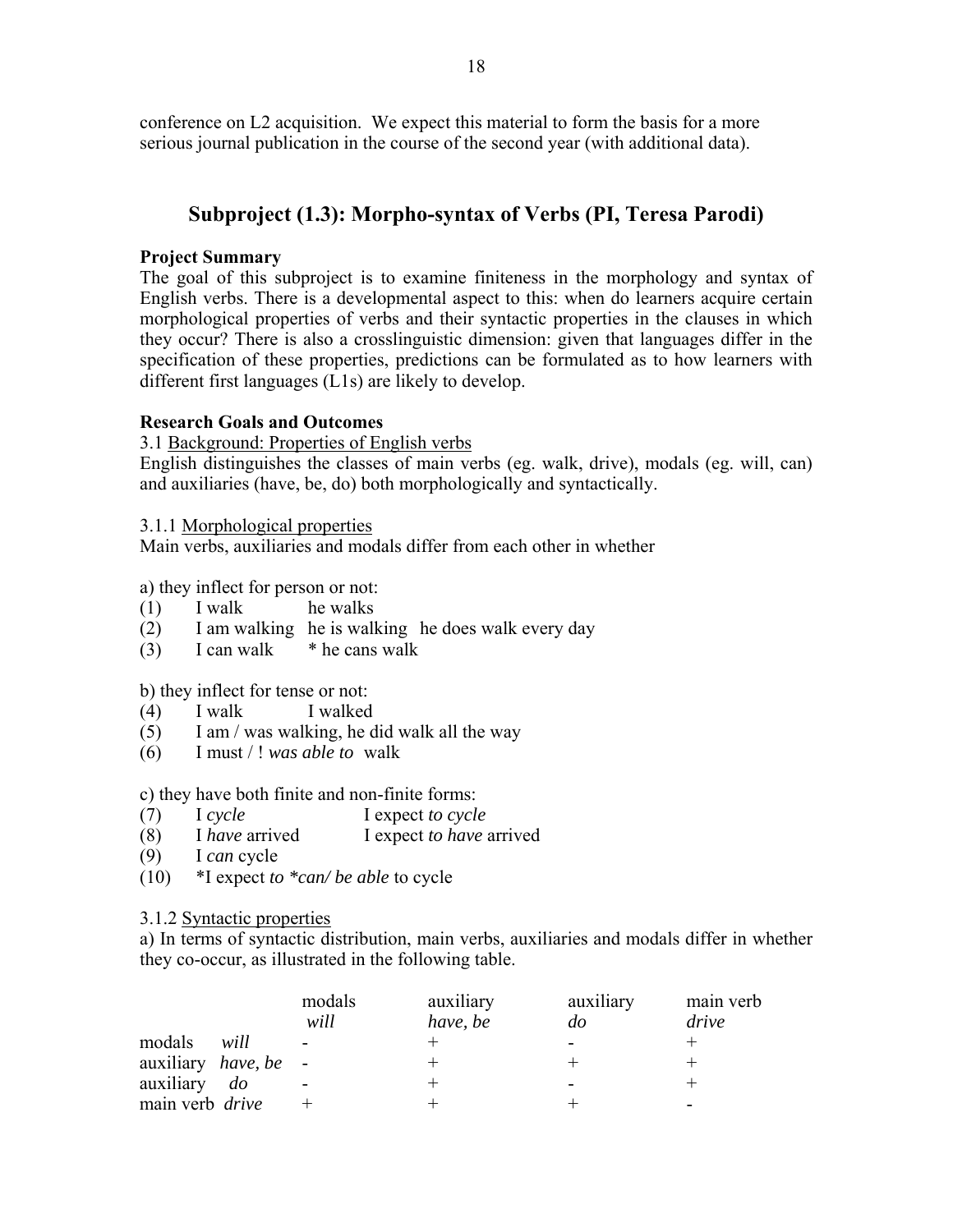conference on L2 acquisition. We expect this material to form the basis for a more serious journal publication in the course of the second year (with additional data).

## Subproject (1.3): Morpho-syntax of Verbs (PI, Teresa Parodi)

**Project Summary**

The goal of this subproject is to examine finiteness in the morphology and syntax of English verbs. There is a developmental aspect to this: when do learners acquire certain morphological properties of verbs and their syntactic properties in the clauses in which they occur? There is also a crosslinguistic dimension: given that languages differ in the specification of these properties, predictions can be formulated as to how learners with different first languages (L1s) are likely to develop.

**Research Goals and Outcomes**

3.1 Background: Properties of English verbs

English distinguishes the classes of main verbs (eg. walk, drive), modals (eg. will, can) and auxiliaries (have, be, do) both morphologically and syntactically.

3.1.1 Morphological properties

Main verbs, auxiliaries and modals differ from each other in whether

a) they inflect for person or not:

(1) I walk he walks
(2) I am walking he is walking he does walk every day
(3) I can walk * he cans walk

b) they inflect for tense or not:

(4) I walk I walked
(5) I am / was walking, he did walk all the way
(6) I must / ! *was able to* walk

c) they have both finite and non-finite forms:

(7) I *cycle* I expect *to cycle*
(8) I *have* arrived I expect *to have* arrived
(9) I *can* cycle
(10) *I expect *to *can/ be able* to cycle

3.1.2 Syntactic properties

a) In terms of syntactic distribution, main verbs, auxiliaries and modals differ in whether they co-occur, as illustrated in the following table.

| | modals *will* | auxiliary *have, be* | auxiliary *do* | main verb *drive* |
|---|---|---|---|---|
| modals *will* | - | + | - | + |
| auxiliary *have, be* | - | + | + | + |
| auxiliary *do* | - | + | - | + |
| main verb *drive* | + | + | + | - |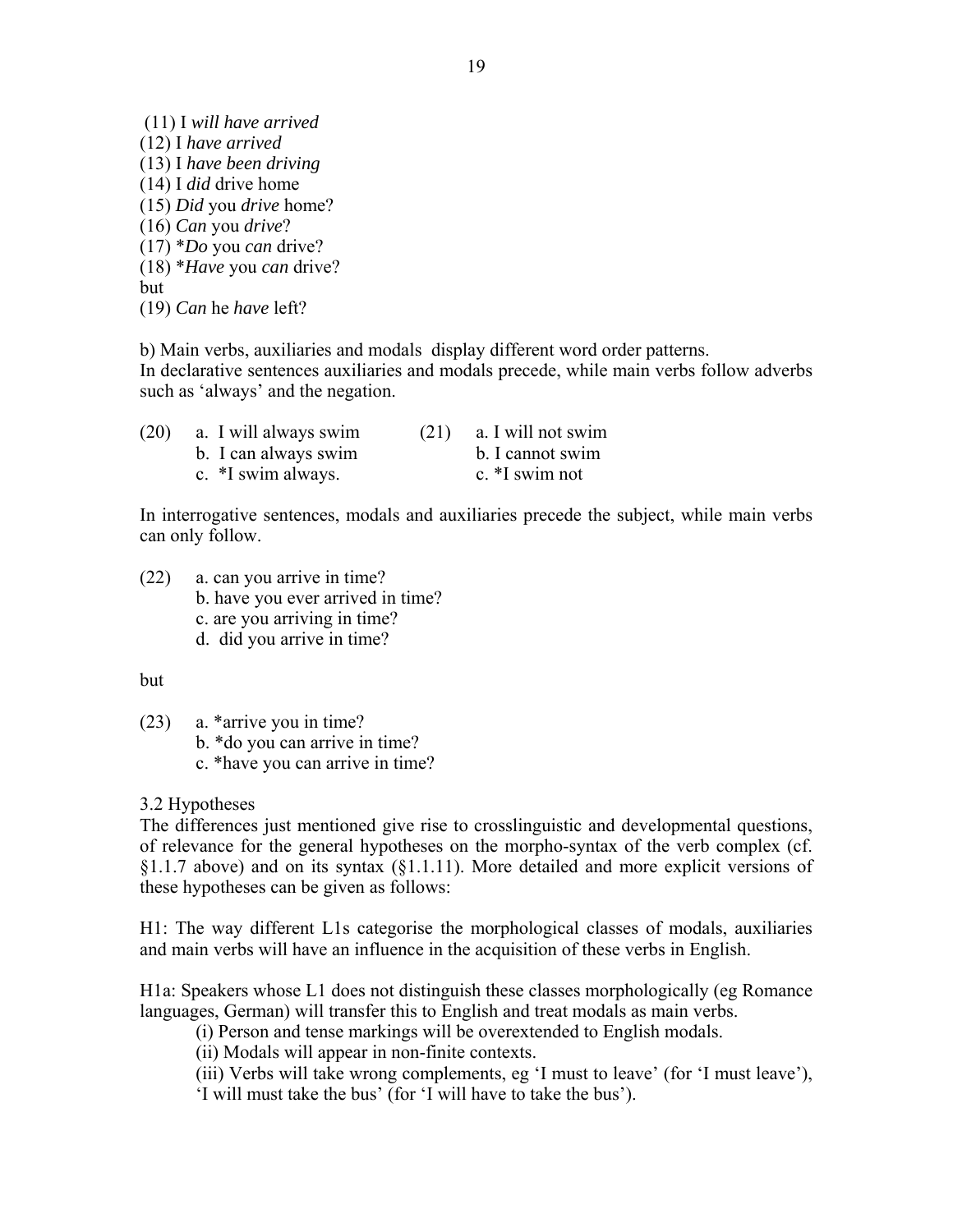(11) I *will have arrived*
(12) I *have arrived*
(13) I *have been driving*
(14) I *did* drive home
(15) *Did* you *drive* home?
(16) *Can* you *drive*?
(17) **Do* you *can* drive?
(18) **Have* you *can* drive?
but
(19) *Can* he *have* left?

b) Main verbs, auxiliaries and modals display different word order patterns.
In declarative sentences auxiliaries and modals precede, while main verbs follow adverbs such as 'always' and the negation.

(20) a. I will always swim
b. I can always swim
c. *I swim always.

(21) a. I will not swim
b. I cannot swim
c. *I swim not

In interrogative sentences, modals and auxiliaries precede the subject, while main verbs can only follow.

(22) a. can you arrive in time?
b. have you ever arrived in time?
c. are you arriving in time?
d. did you arrive in time?

but

(23) a. *arrive you in time?
b. *do you can arrive in time?
c. *have you can arrive in time?

3.2 Hypotheses

The differences just mentioned give rise to crosslinguistic and developmental questions, of relevance for the general hypotheses on the morpho-syntax of the verb complex (cf. §1.1.7 above) and on its syntax (§1.1.11). More detailed and more explicit versions of these hypotheses can be given as follows:

H1: The way different L1s categorise the morphological classes of modals, auxiliaries and main verbs will have an influence in the acquisition of these verbs in English.

H1a: Speakers whose L1 does not distinguish these classes morphologically (eg Romance languages, German) will transfer this to English and treat modals as main verbs.

(i) Person and tense markings will be overextended to English modals.
(ii) Modals will appear in non-finite contexts.
(iii) Verbs will take wrong complements, eg 'I must to leave' (for 'I must leave'), 'I will must take the bus' (for 'I will have to take the bus').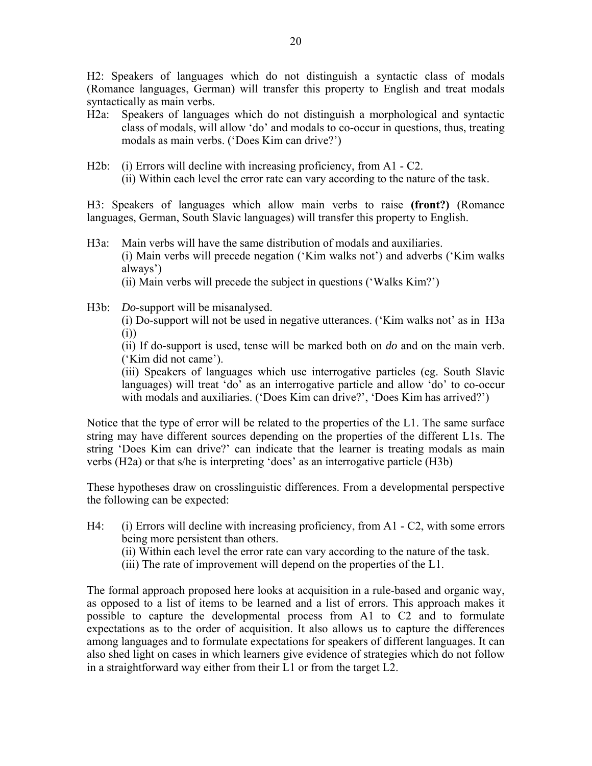H2: Speakers of languages which do not distinguish a syntactic class of modals (Romance languages, German) will transfer this property to English and treat modals syntactically as main verbs.

H2a: Speakers of languages which do not distinguish a morphological and syntactic class of modals, will allow 'do' and modals to co-occur in questions, thus, treating modals as main verbs. ('Does Kim can drive?')

H2b: (i) Errors will decline with increasing proficiency, from A1 - C2.
(ii) Within each level the error rate can vary according to the nature of the task.

H3: Speakers of languages which allow main verbs to raise **(front?)** (Romance languages, German, South Slavic languages) will transfer this property to English.

H3a: Main verbs will have the same distribution of modals and auxiliaries.
(i) Main verbs will precede negation ('Kim walks not') and adverbs ('Kim walks always')
(ii) Main verbs will precede the subject in questions ('Walks Kim?')

H3b: *Do*-support will be misanalysed.
(i) Do-support will not be used in negative utterances. ('Kim walks not' as in H3a (i))
(ii) If do-support is used, tense will be marked both on *do* and on the main verb. ('Kim did not came').
(iii) Speakers of languages which use interrogative particles (eg. South Slavic languages) will treat 'do' as an interrogative particle and allow 'do' to co-occur with modals and auxiliaries. ('Does Kim can drive?', 'Does Kim has arrived?')

Notice that the type of error will be related to the properties of the L1. The same surface string may have different sources depending on the properties of the different L1s. The string 'Does Kim can drive?' can indicate that the learner is treating modals as main verbs (H2a) or that s/he is interpreting 'does' as an interrogative particle (H3b)

These hypotheses draw on crosslinguistic differences. From a developmental perspective the following can be expected:

H4: (i) Errors will decline with increasing proficiency, from A1 - C2, with some errors being more persistent than others.
(ii) Within each level the error rate can vary according to the nature of the task.
(iii) The rate of improvement will depend on the properties of the L1.

The formal approach proposed here looks at acquisition in a rule-based and organic way, as opposed to a list of items to be learned and a list of errors. This approach makes it possible to capture the developmental process from A1 to C2 and to formulate expectations as to the order of acquisition. It also allows us to capture the differences among languages and to formulate expectations for speakers of different languages. It can also shed light on cases in which learners give evidence of strategies which do not follow in a straightforward way either from their L1 or from the target L2.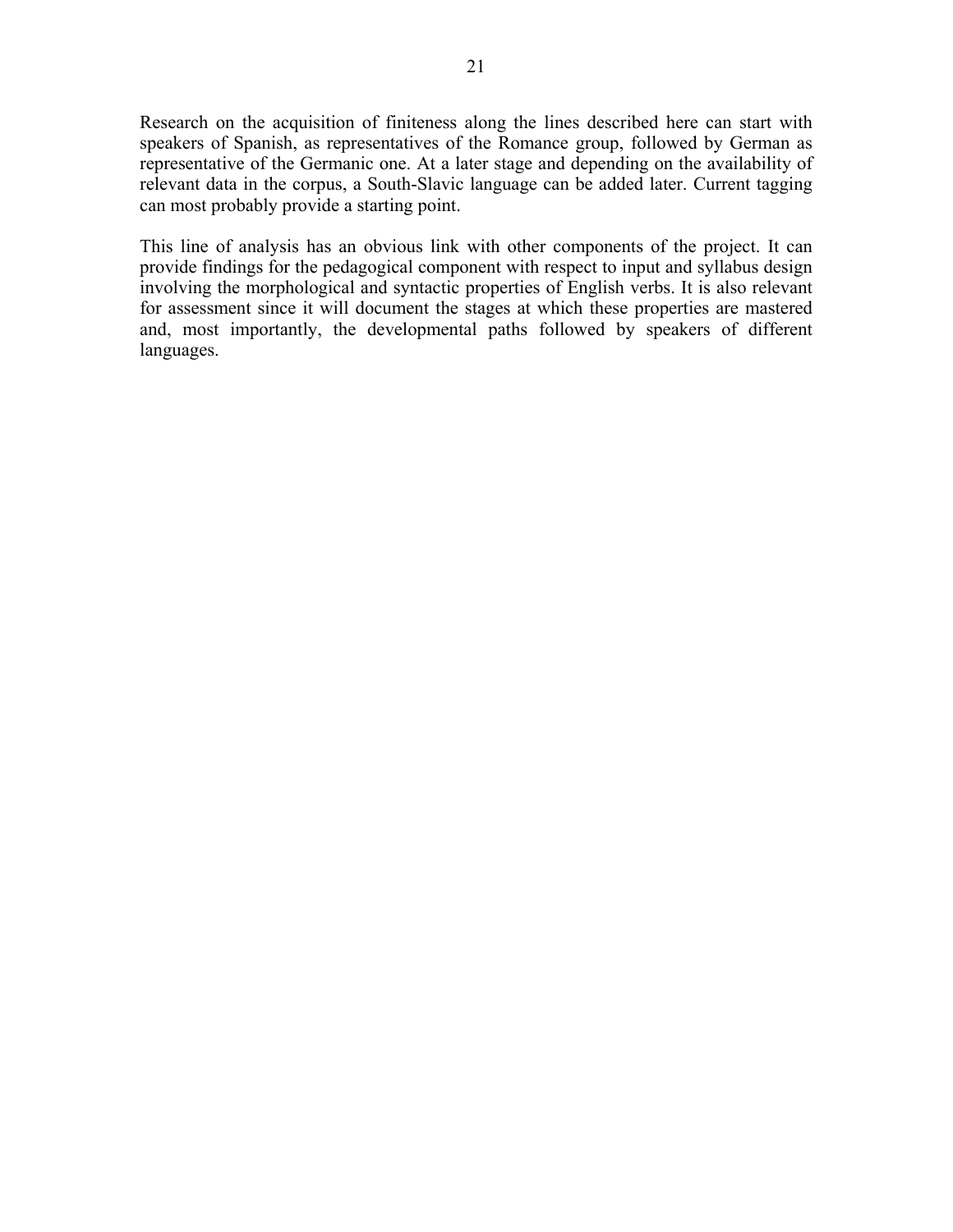Research on the acquisition of finiteness along the lines described here can start with speakers of Spanish, as representatives of the Romance group, followed by German as representative of the Germanic one. At a later stage and depending on the availability of relevant data in the corpus, a South-Slavic language can be added later. Current tagging can most probably provide a starting point.

This line of analysis has an obvious link with other components of the project. It can provide findings for the pedagogical component with respect to input and syllabus design involving the morphological and syntactic properties of English verbs. It is also relevant for assessment since it will document the stages at which these properties are mastered and, most importantly, the developmental paths followed by speakers of different languages.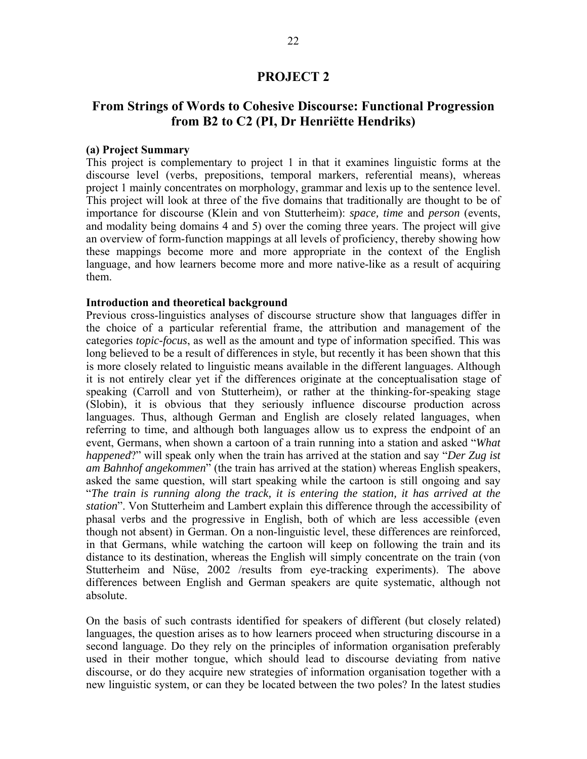# PROJECT 2

## From Strings of Words to Cohesive Discourse: Functional Progression from B2 to C2 (PI, Dr Henriëtte Hendriks)

**(a) Project Summary**

This project is complementary to project 1 in that it examines linguistic forms at the discourse level (verbs, prepositions, temporal markers, referential means), whereas project 1 mainly concentrates on morphology, grammar and lexis up to the sentence level. This project will look at three of the five domains that traditionally are thought to be of importance for discourse (Klein and von Stutterheim): *space, time* and *person* (events, and modality being domains 4 and 5) over the coming three years. The project will give an overview of form-function mappings at all levels of proficiency, thereby showing how these mappings become more and more appropriate in the context of the English language, and how learners become more and more native-like as a result of acquiring them.

**Introduction and theoretical background**

Previous cross-linguistics analyses of discourse structure show that languages differ in the choice of a particular referential frame, the attribution and management of the categories *topic-focus*, as well as the amount and type of information specified. This was long believed to be a result of differences in style, but recently it has been shown that this is more closely related to linguistic means available in the different languages. Although it is not entirely clear yet if the differences originate at the conceptualisation stage of speaking (Carroll and von Stutterheim), or rather at the thinking-for-speaking stage (Slobin), it is obvious that they seriously influence discourse production across languages. Thus, although German and English are closely related languages, when referring to time, and although both languages allow us to express the endpoint of an event, Germans, when shown a cartoon of a train running into a station and asked "*What happened*?" will speak only when the train has arrived at the station and say "*Der Zug ist am Bahnhof angekommen*" (the train has arrived at the station) whereas English speakers, asked the same question, will start speaking while the cartoon is still ongoing and say "*The train is running along the track, it is entering the station, it has arrived at the station*". Von Stutterheim and Lambert explain this difference through the accessibility of phasal verbs and the progressive in English, both of which are less accessible (even though not absent) in German. On a non-linguistic level, these differences are reinforced, in that Germans, while watching the cartoon will keep on following the train and its distance to its destination, whereas the English will simply concentrate on the train (von Stutterheim and Nüse, 2002 /results from eye-tracking experiments). The above differences between English and German speakers are quite systematic, although not absolute.

On the basis of such contrasts identified for speakers of different (but closely related) languages, the question arises as to how learners proceed when structuring discourse in a second language. Do they rely on the principles of information organisation preferably used in their mother tongue, which should lead to discourse deviating from native discourse, or do they acquire new strategies of information organisation together with a new linguistic system, or can they be located between the two poles? In the latest studies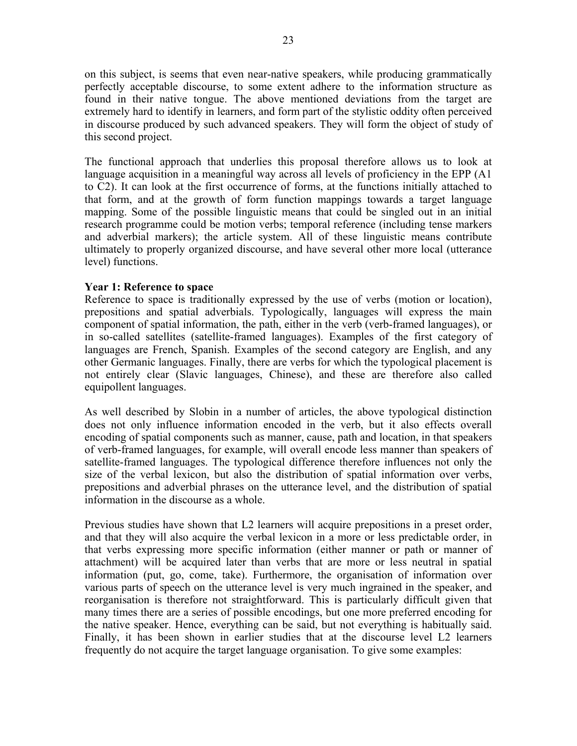on this subject, is seems that even near-native speakers, while producing grammatically perfectly acceptable discourse, to some extent adhere to the information structure as found in their native tongue. The above mentioned deviations from the target are extremely hard to identify in learners, and form part of the stylistic oddity often perceived in discourse produced by such advanced speakers. They will form the object of study of this second project.

The functional approach that underlies this proposal therefore allows us to look at language acquisition in a meaningful way across all levels of proficiency in the EPP (A1 to C2). It can look at the first occurrence of forms, at the functions initially attached to that form, and at the growth of form function mappings towards a target language mapping. Some of the possible linguistic means that could be singled out in an initial research programme could be motion verbs; temporal reference (including tense markers and adverbial markers); the article system. All of these linguistic means contribute ultimately to properly organized discourse, and have several other more local (utterance level) functions.

**Year 1: Reference to space**

Reference to space is traditionally expressed by the use of verbs (motion or location), prepositions and spatial adverbials. Typologically, languages will express the main component of spatial information, the path, either in the verb (verb-framed languages), or in so-called satellites (satellite-framed languages). Examples of the first category of languages are French, Spanish. Examples of the second category are English, and any other Germanic languages. Finally, there are verbs for which the typological placement is not entirely clear (Slavic languages, Chinese), and these are therefore also called equipollent languages.

As well described by Slobin in a number of articles, the above typological distinction does not only influence information encoded in the verb, but it also effects overall encoding of spatial components such as manner, cause, path and location, in that speakers of verb-framed languages, for example, will overall encode less manner than speakers of satellite-framed languages. The typological difference therefore influences not only the size of the verbal lexicon, but also the distribution of spatial information over verbs, prepositions and adverbial phrases on the utterance level, and the distribution of spatial information in the discourse as a whole.

Previous studies have shown that L2 learners will acquire prepositions in a preset order, and that they will also acquire the verbal lexicon in a more or less predictable order, in that verbs expressing more specific information (either manner or path or manner of attachment) will be acquired later than verbs that are more or less neutral in spatial information (put, go, come, take). Furthermore, the organisation of information over various parts of speech on the utterance level is very much ingrained in the speaker, and reorganisation is therefore not straightforward. This is particularly difficult given that many times there are a series of possible encodings, but one more preferred encoding for the native speaker. Hence, everything can be said, but not everything is habitually said. Finally, it has been shown in earlier studies that at the discourse level L2 learners frequently do not acquire the target language organisation. To give some examples: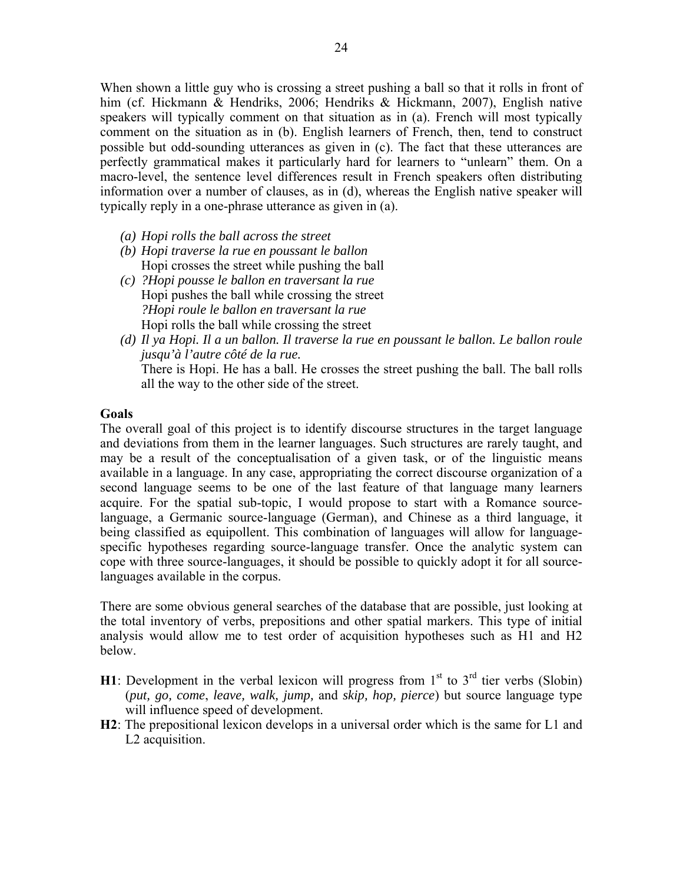When shown a little guy who is crossing a street pushing a ball so that it rolls in front of him (cf. Hickmann & Hendriks, 2006; Hendriks & Hickmann, 2007), English native speakers will typically comment on that situation as in (a). French will most typically comment on the situation as in (b). English learners of French, then, tend to construct possible but odd-sounding utterances as given in (c). The fact that these utterances are perfectly grammatical makes it particularly hard for learners to "unlearn" them. On a macro-level, the sentence level differences result in French speakers often distributing information over a number of clauses, as in (d), whereas the English native speaker will typically reply in a one-phrase utterance as given in (a).

- *(a) Hopi rolls the ball across the street*
- *(b) Hopi traverse la rue en poussant le ballon*
  Hopi crosses the street while pushing the ball
- *(c) ?Hopi pousse le ballon en traversant la rue*
  Hopi pushes the ball while crossing the street
  *?Hopi roule le ballon en traversant la rue*
  Hopi rolls the ball while crossing the street
- *(d) Il ya Hopi. Il a un ballon. Il traverse la rue en poussant le ballon. Le ballon roule jusqu'à l'autre côté de la rue.*
  There is Hopi. He has a ball. He crosses the street pushing the ball. The ball rolls all the way to the other side of the street.

**Goals**

The overall goal of this project is to identify discourse structures in the target language and deviations from them in the learner languages. Such structures are rarely taught, and may be a result of the conceptualisation of a given task, or of the linguistic means available in a language. In any case, appropriating the correct discourse organization of a second language seems to be one of the last feature of that language many learners acquire. For the spatial sub-topic, I would propose to start with a Romance source-language, a Germanic source-language (German), and Chinese as a third language, it being classified as equipollent. This combination of languages will allow for language-specific hypotheses regarding source-language transfer. Once the analytic system can cope with three source-languages, it should be possible to quickly adopt it for all source-languages available in the corpus.

There are some obvious general searches of the database that are possible, just looking at the total inventory of verbs, prepositions and other spatial markers. This type of initial analysis would allow me to test order of acquisition hypotheses such as H1 and H2 below.

**H1**: Development in the verbal lexicon will progress from 1st to 3rd tier verbs (Slobin) (*put, go, come*, *leave, walk, jump,* and *skip, hop, pierce*) but source language type will influence speed of development.

**H2**: The prepositional lexicon develops in a universal order which is the same for L1 and L2 acquisition.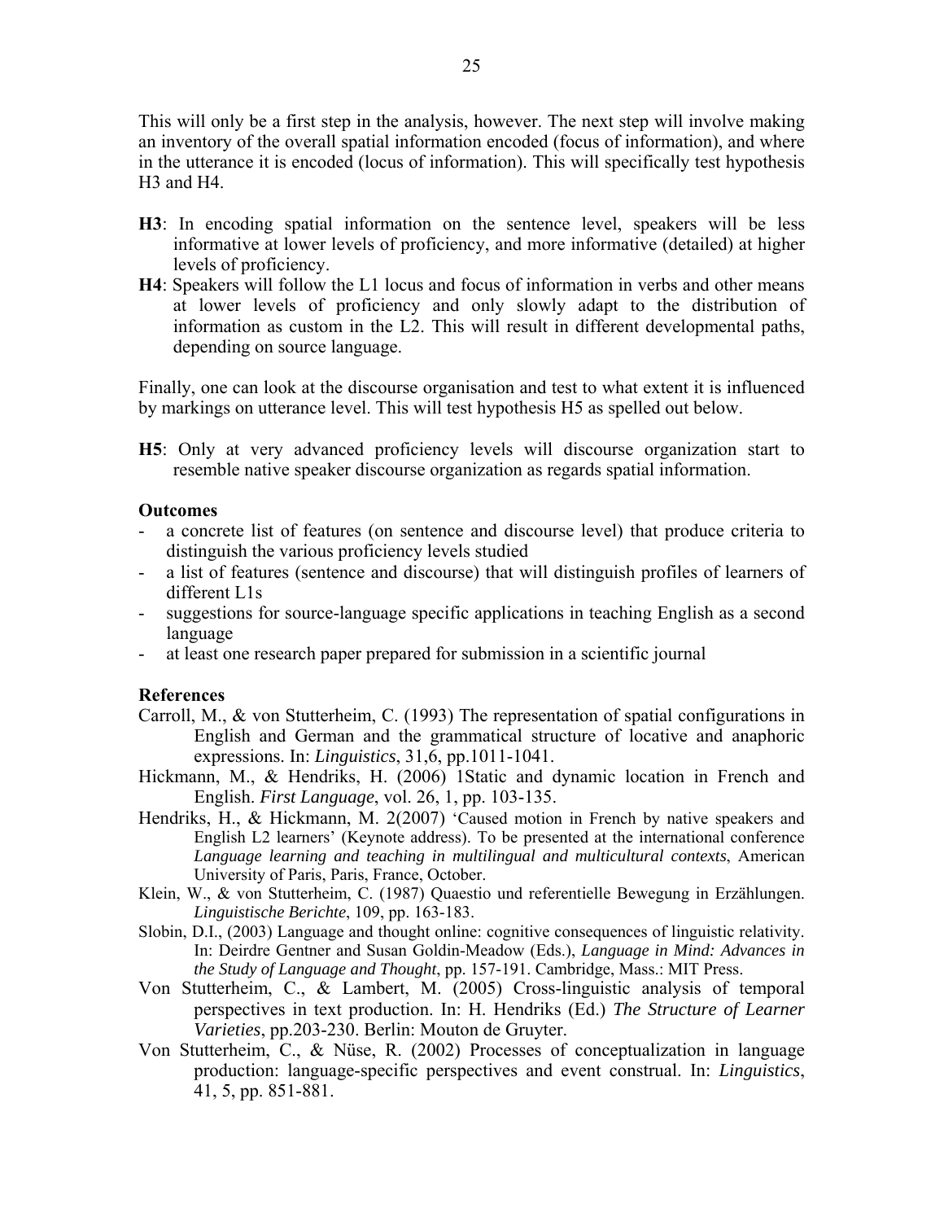This will only be a first step in the analysis, however. The next step will involve making an inventory of the overall spatial information encoded (focus of information), and where in the utterance it is encoded (locus of information). This will specifically test hypothesis H3 and H4.

**H3**: In encoding spatial information on the sentence level, speakers will be less informative at lower levels of proficiency, and more informative (detailed) at higher levels of proficiency.

**H4**: Speakers will follow the L1 locus and focus of information in verbs and other means at lower levels of proficiency and only slowly adapt to the distribution of information as custom in the L2. This will result in different developmental paths, depending on source language.

Finally, one can look at the discourse organisation and test to what extent it is influenced by markings on utterance level. This will test hypothesis H5 as spelled out below.

**H5**: Only at very advanced proficiency levels will discourse organization start to resemble native speaker discourse organization as regards spatial information.

### Outcomes

- a concrete list of features (on sentence and discourse level) that produce criteria to distinguish the various proficiency levels studied
- a list of features (sentence and discourse) that will distinguish profiles of learners of different L1s
- suggestions for source-language specific applications in teaching English as a second language
- at least one research paper prepared for submission in a scientific journal

### References

Carroll, M., & von Stutterheim, C. (1993) The representation of spatial configurations in English and German and the grammatical structure of locative and anaphoric expressions. In: *Linguistics*, 31,6, pp.1011-1041.

Hickmann, M., & Hendriks, H. (2006) 1Static and dynamic location in French and English. *First Language*, vol. 26, 1, pp. 103-135.

Hendriks, H., & Hickmann, M. 2(2007) 'Caused motion in French by native speakers and English L2 learners' (Keynote address). To be presented at the international conference *Language learning and teaching in multilingual and multicultural contexts*, American University of Paris, Paris, France, October.

Klein, W., & von Stutterheim, C. (1987) Quaestio und referentielle Bewegung in Erzählungen. *Linguistische Berichte*, 109, pp. 163-183.

Slobin, D.I., (2003) Language and thought online: cognitive consequences of linguistic relativity. In: Deirdre Gentner and Susan Goldin-Meadow (Eds.), *Language in Mind: Advances in the Study of Language and Thought*, pp. 157-191. Cambridge, Mass.: MIT Press.

Von Stutterheim, C., & Lambert, M. (2005) Cross-linguistic analysis of temporal perspectives in text production. In: H. Hendriks (Ed.) *The Structure of Learner Varieties*, pp.203-230. Berlin: Mouton de Gruyter.

Von Stutterheim, C., & Nüse, R. (2002) Processes of conceptualization in language production: language-specific perspectives and event construal. In: *Linguistics*, 41, 5, pp. 851-881.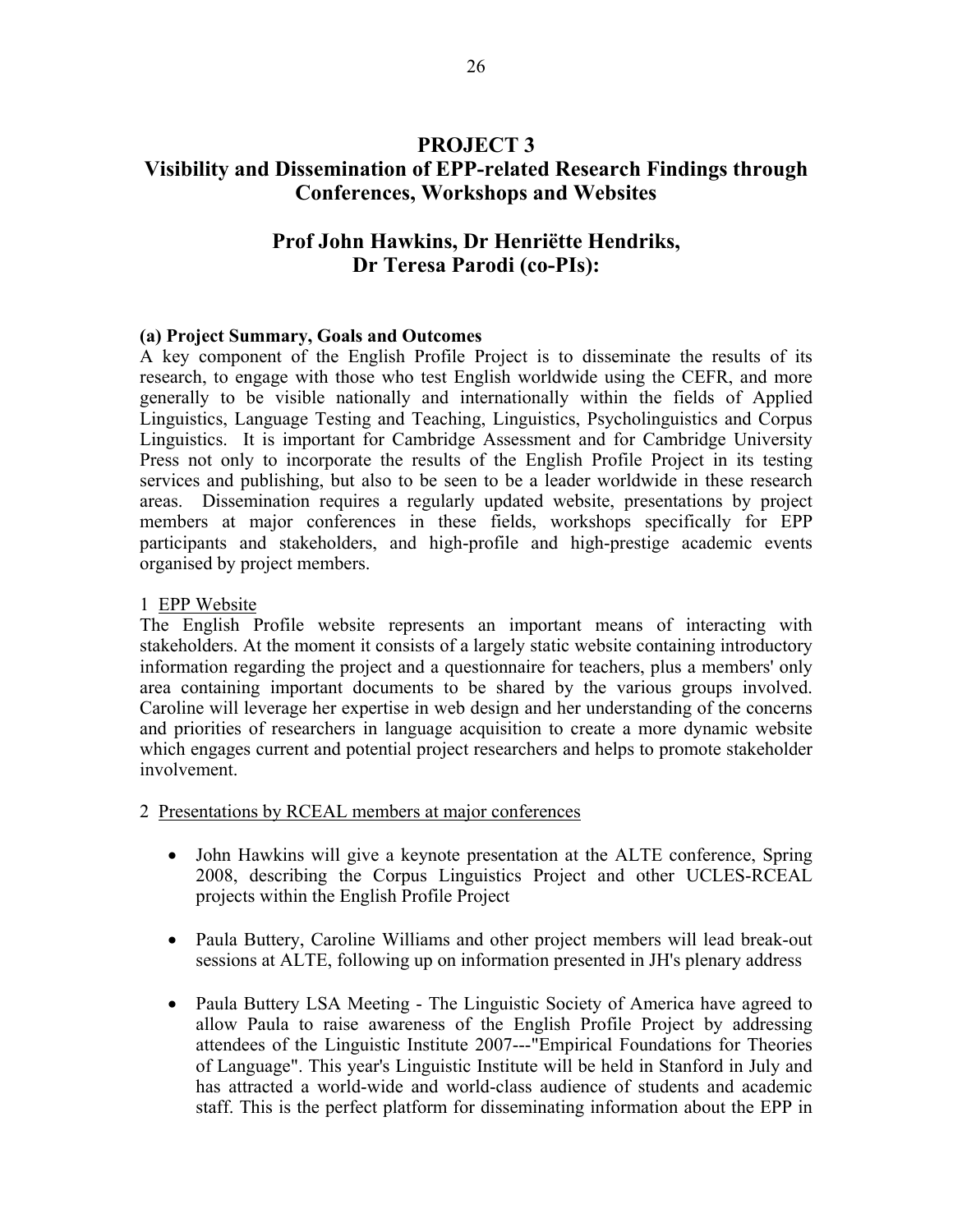# PROJECT 3

# Visibility and Dissemination of EPP-related Research Findings through Conferences, Workshops and Websites

## Prof John Hawkins, Dr Henriëtte Hendriks, Dr Teresa Parodi (co-PIs):

### (a) Project Summary, Goals and Outcomes

A key component of the English Profile Project is to disseminate the results of its research, to engage with those who test English worldwide using the CEFR, and more generally to be visible nationally and internationally within the fields of Applied Linguistics, Language Testing and Teaching, Linguistics, Psycholinguistics and Corpus Linguistics. It is important for Cambridge Assessment and for Cambridge University Press not only to incorporate the results of the English Profile Project in its testing services and publishing, but also to be seen to be a leader worldwide in these research areas. Dissemination requires a regularly updated website, presentations by project members at major conferences in these fields, workshops specifically for EPP participants and stakeholders, and high-profile and high-prestige academic events organised by project members.

1 <u>EPP Website</u>

The English Profile website represents an important means of interacting with stakeholders. At the moment it consists of a largely static website containing introductory information regarding the project and a questionnaire for teachers, plus a members' only area containing important documents to be shared by the various groups involved. Caroline will leverage her expertise in web design and her understanding of the concerns and priorities of researchers in language acquisition to create a more dynamic website which engages current and potential project researchers and helps to promote stakeholder involvement.

2 <u>Presentations by RCEAL members at major conferences</u>

- John Hawkins will give a keynote presentation at the ALTE conference, Spring 2008, describing the Corpus Linguistics Project and other UCLES-RCEAL projects within the English Profile Project
- Paula Buttery, Caroline Williams and other project members will lead break-out sessions at ALTE, following up on information presented in JH's plenary address
- Paula Buttery LSA Meeting - The Linguistic Society of America have agreed to allow Paula to raise awareness of the English Profile Project by addressing attendees of the Linguistic Institute 2007---"Empirical Foundations for Theories of Language". This year's Linguistic Institute will be held in Stanford in July and has attracted a world-wide and world-class audience of students and academic staff. This is the perfect platform for disseminating information about the EPP in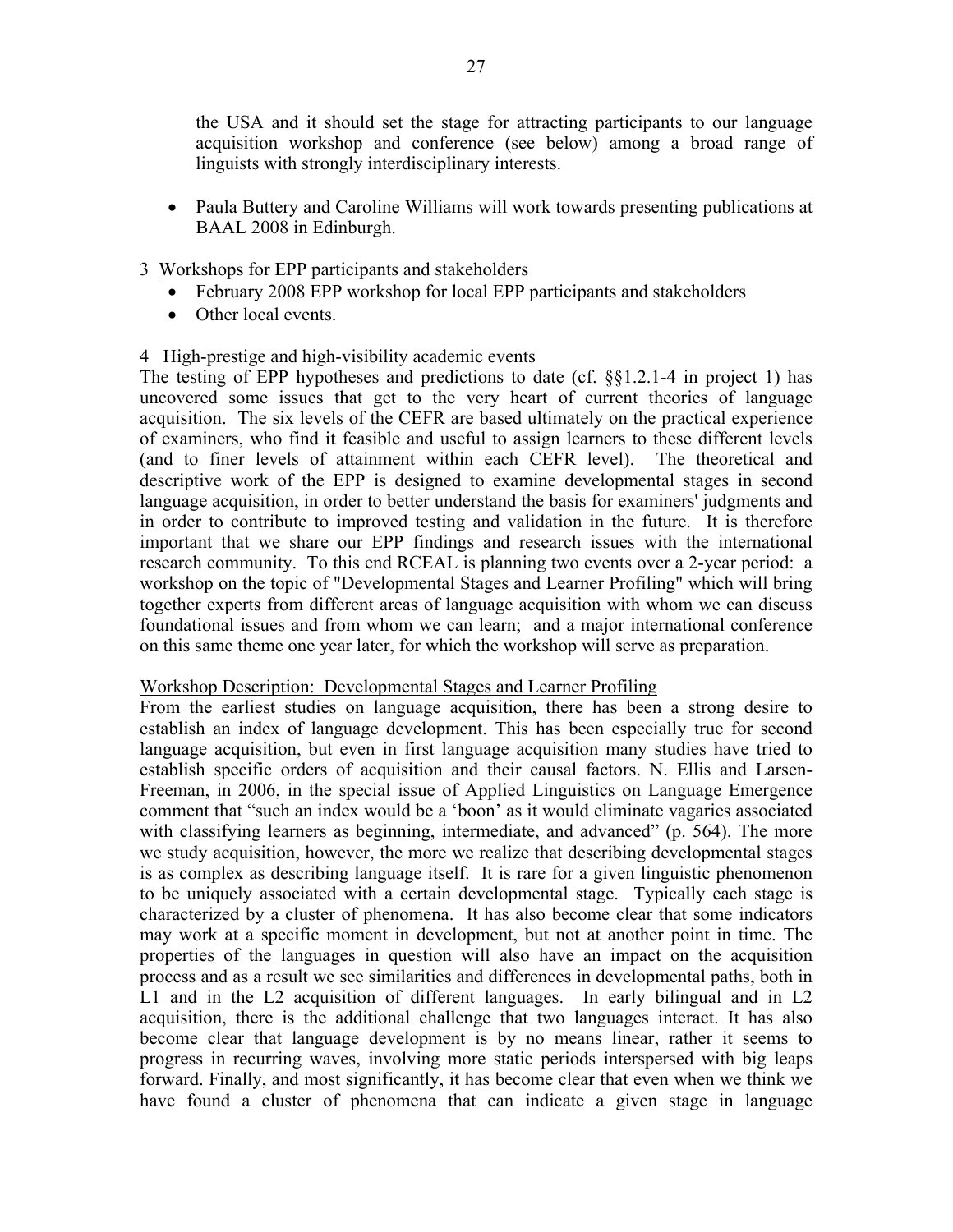the USA and it should set the stage for attracting participants to our language acquisition workshop and conference (see below) among a broad range of linguists with strongly interdisciplinary interests.

- Paula Buttery and Caroline Williams will work towards presenting publications at BAAL 2008 in Edinburgh.

3 Workshops for EPP participants and stakeholders

- February 2008 EPP workshop for local EPP participants and stakeholders
- Other local events.

4 High-prestige and high-visibility academic events

The testing of EPP hypotheses and predictions to date (cf. §§1.2.1-4 in project 1) has uncovered some issues that get to the very heart of current theories of language acquisition. The six levels of the CEFR are based ultimately on the practical experience of examiners, who find it feasible and useful to assign learners to these different levels (and to finer levels of attainment within each CEFR level). The theoretical and descriptive work of the EPP is designed to examine developmental stages in second language acquisition, in order to better understand the basis for examiners' judgments and in order to contribute to improved testing and validation in the future. It is therefore important that we share our EPP findings and research issues with the international research community. To this end RCEAL is planning two events over a 2-year period: a workshop on the topic of "Developmental Stages and Learner Profiling" which will bring together experts from different areas of language acquisition with whom we can discuss foundational issues and from whom we can learn; and a major international conference on this same theme one year later, for which the workshop will serve as preparation.

Workshop Description: Developmental Stages and Learner Profiling

From the earliest studies on language acquisition, there has been a strong desire to establish an index of language development. This has been especially true for second language acquisition, but even in first language acquisition many studies have tried to establish specific orders of acquisition and their causal factors. N. Ellis and Larsen-Freeman, in 2006, in the special issue of Applied Linguistics on Language Emergence comment that "such an index would be a 'boon' as it would eliminate vagaries associated with classifying learners as beginning, intermediate, and advanced" (p. 564). The more we study acquisition, however, the more we realize that describing developmental stages is as complex as describing language itself. It is rare for a given linguistic phenomenon to be uniquely associated with a certain developmental stage. Typically each stage is characterized by a cluster of phenomena. It has also become clear that some indicators may work at a specific moment in development, but not at another point in time. The properties of the languages in question will also have an impact on the acquisition process and as a result we see similarities and differences in developmental paths, both in L1 and in the L2 acquisition of different languages. In early bilingual and in L2 acquisition, there is the additional challenge that two languages interact. It has also become clear that language development is by no means linear, rather it seems to progress in recurring waves, involving more static periods interspersed with big leaps forward. Finally, and most significantly, it has become clear that even when we think we have found a cluster of phenomena that can indicate a given stage in language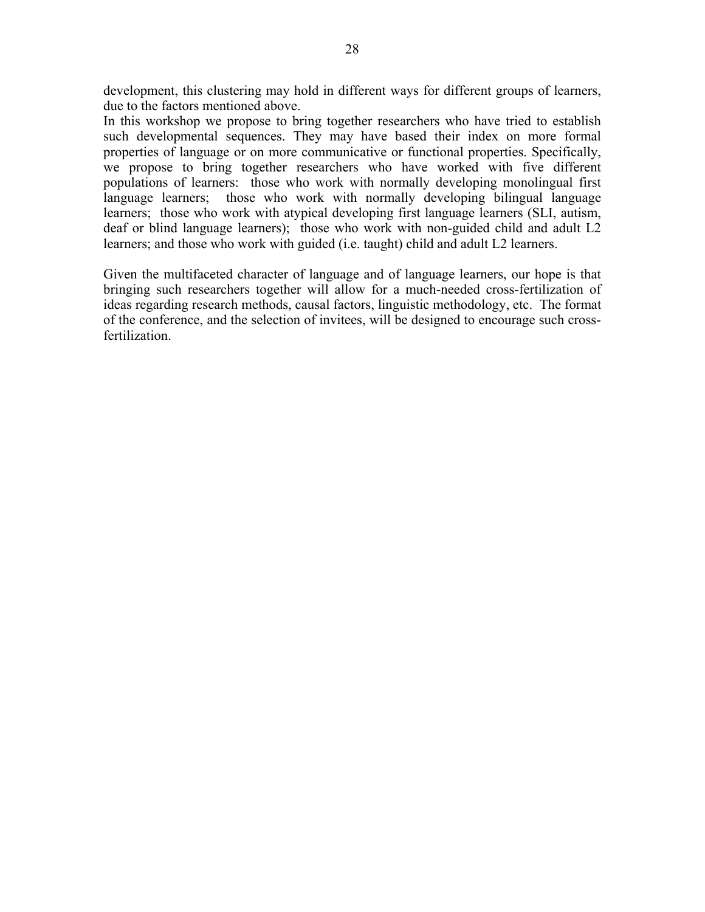development, this clustering may hold in different ways for different groups of learners, due to the factors mentioned above.
In this workshop we propose to bring together researchers who have tried to establish such developmental sequences. They may have based their index on more formal properties of language or on more communicative or functional properties. Specifically, we propose to bring together researchers who have worked with five different populations of learners: those who work with normally developing monolingual first language learners; those who work with normally developing bilingual language learners; those who work with atypical developing first language learners (SLI, autism, deaf or blind language learners); those who work with non-guided child and adult L2 learners; and those who work with guided (i.e. taught) child and adult L2 learners.

Given the multifaceted character of language and of language learners, our hope is that bringing such researchers together will allow for a much-needed cross-fertilization of ideas regarding research methods, causal factors, linguistic methodology, etc. The format of the conference, and the selection of invitees, will be designed to encourage such cross-fertilization.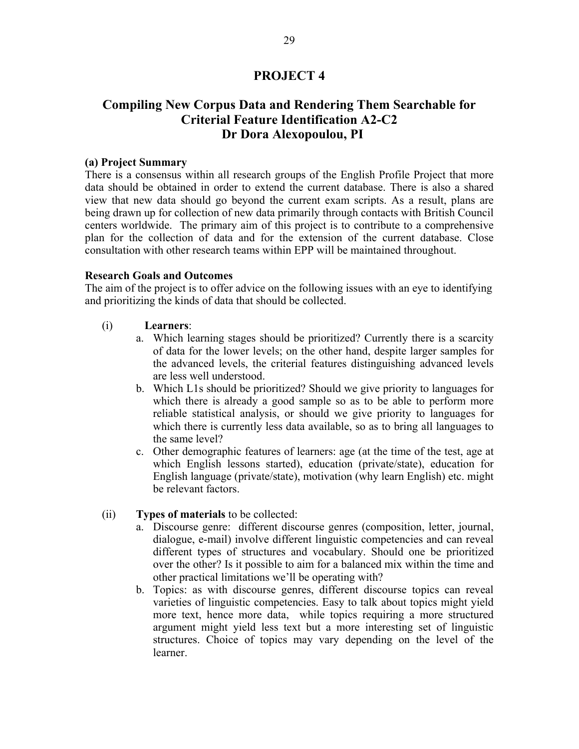# PROJECT 4

## Compiling New Corpus Data and Rendering Them Searchable for Criterial Feature Identification A2-C2
## Dr Dora Alexopoulou, PI

**(a) Project Summary**

There is a consensus within all research groups of the English Profile Project that more data should be obtained in order to extend the current database. There is also a shared view that new data should go beyond the current exam scripts. As a result, plans are being drawn up for collection of new data primarily through contacts with British Council centers worldwide. The primary aim of this project is to contribute to a comprehensive plan for the collection of data and for the extension of the current database. Close consultation with other research teams within EPP will be maintained throughout.

**Research Goals and Outcomes**

The aim of the project is to offer advice on the following issues with an eye to identifying and prioritizing the kinds of data that should be collected.

(i) **Learners**:

a. Which learning stages should be prioritized? Currently there is a scarcity of data for the lower levels; on the other hand, despite larger samples for the advanced levels, the criterial features distinguishing advanced levels are less well understood.

b. Which L1s should be prioritized? Should we give priority to languages for which there is already a good sample so as to be able to perform more reliable statistical analysis, or should we give priority to languages for which there is currently less data available, so as to bring all languages to the same level?

c. Other demographic features of learners: age (at the time of the test, age at which English lessons started), education (private/state), education for English language (private/state), motivation (why learn English) etc. might be relevant factors.

(ii) **Types of materials** to be collected:

a. Discourse genre: different discourse genres (composition, letter, journal, dialogue, e-mail) involve different linguistic competencies and can reveal different types of structures and vocabulary. Should one be prioritized over the other? Is it possible to aim for a balanced mix within the time and other practical limitations we'll be operating with?

b. Topics: as with discourse genres, different discourse topics can reveal varieties of linguistic competencies. Easy to talk about topics might yield more text, hence more data, while topics requiring a more structured argument might yield less text but a more interesting set of linguistic structures. Choice of topics may vary depending on the level of the learner.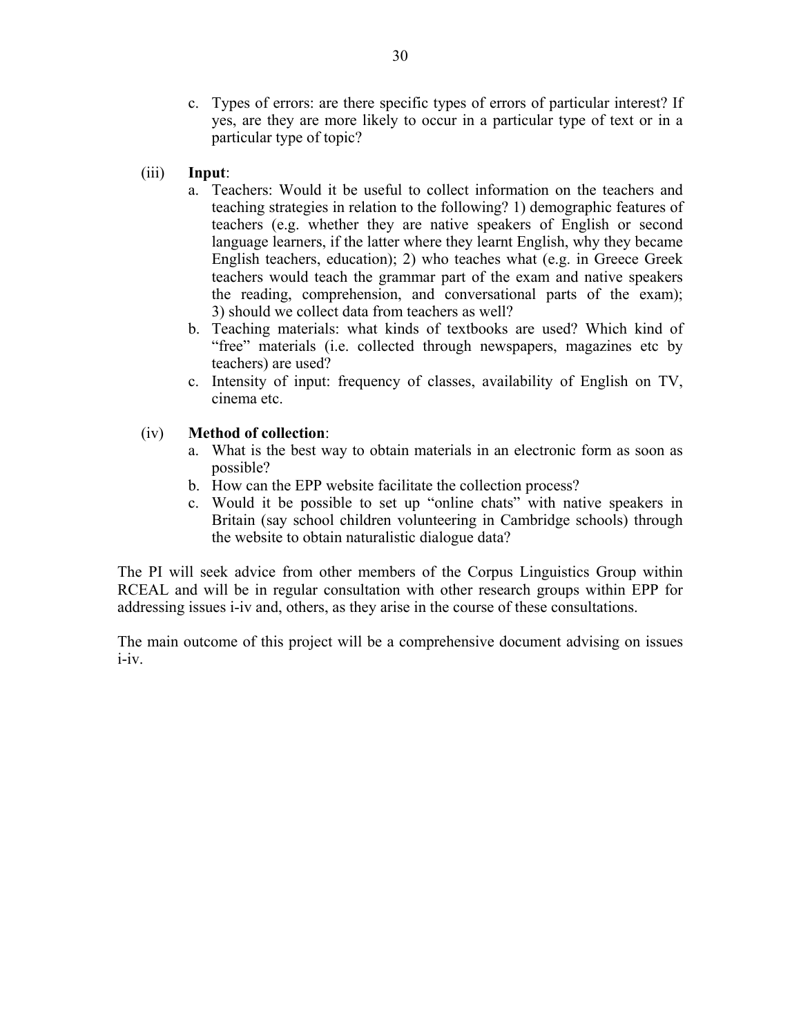c. Types of errors: are there specific types of errors of particular interest? If yes, are they are more likely to occur in a particular type of text or in a particular type of topic?

(iii) **Input**:

a. Teachers: Would it be useful to collect information on the teachers and teaching strategies in relation to the following? 1) demographic features of teachers (e.g. whether they are native speakers of English or second language learners, if the latter where they learnt English, why they became English teachers, education); 2) who teaches what (e.g. in Greece Greek teachers would teach the grammar part of the exam and native speakers the reading, comprehension, and conversational parts of the exam); 3) should we collect data from teachers as well?

b. Teaching materials: what kinds of textbooks are used? Which kind of "free" materials (i.e. collected through newspapers, magazines etc by teachers) are used?

c. Intensity of input: frequency of classes, availability of English on TV, cinema etc.

(iv) **Method of collection**:

a. What is the best way to obtain materials in an electronic form as soon as possible?

b. How can the EPP website facilitate the collection process?

c. Would it be possible to set up "online chats" with native speakers in Britain (say school children volunteering in Cambridge schools) through the website to obtain naturalistic dialogue data?

The PI will seek advice from other members of the Corpus Linguistics Group within RCEAL and will be in regular consultation with other research groups within EPP for addressing issues i-iv and, others, as they arise in the course of these consultations.

The main outcome of this project will be a comprehensive document advising on issues i-iv.